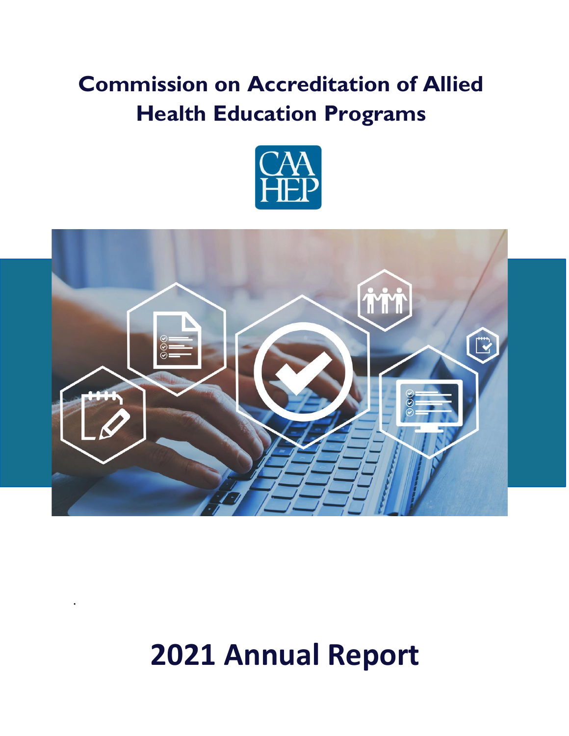# Commission on Accreditation of Allied Health Education Programs

# 2021 Annual Report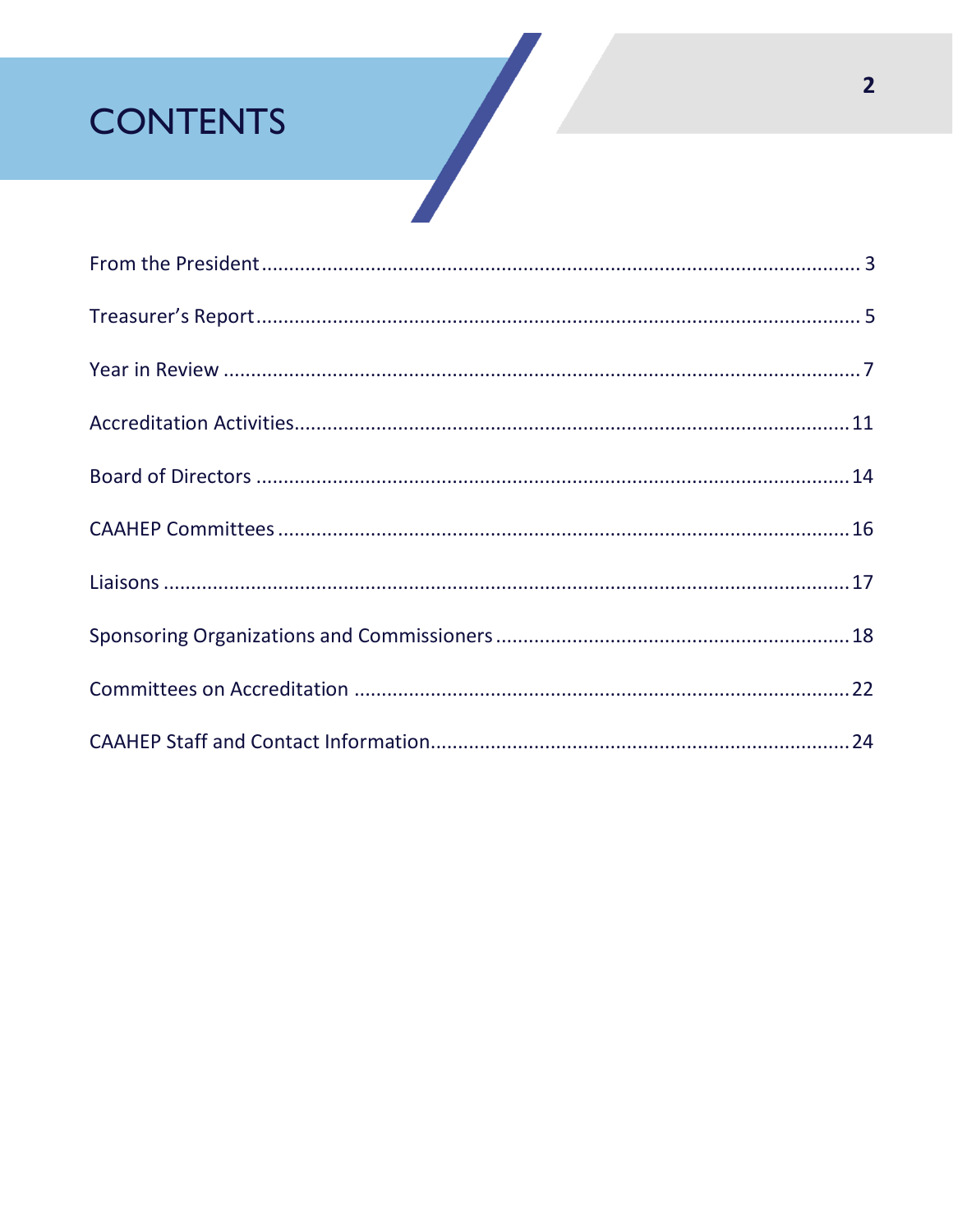# CONTENTS

From the President........................................................................................................ 3

Treasurer's Report.......................................................................................................... 5

Year in Review ................................................................................................................ 7

Accreditation Activities.................................................................................................. 11

Board of Directors ......................................................................................................... 14

CAAHEP Committees ..................................................................................................... 16

Liaisons ......................................................................................................................... 17

Sponsoring Organizations and Commissioners ............................................................. 18

Committees on Accreditation ....................................................................................... 22

CAAHEP Staff and Contact Information......................................................................... 24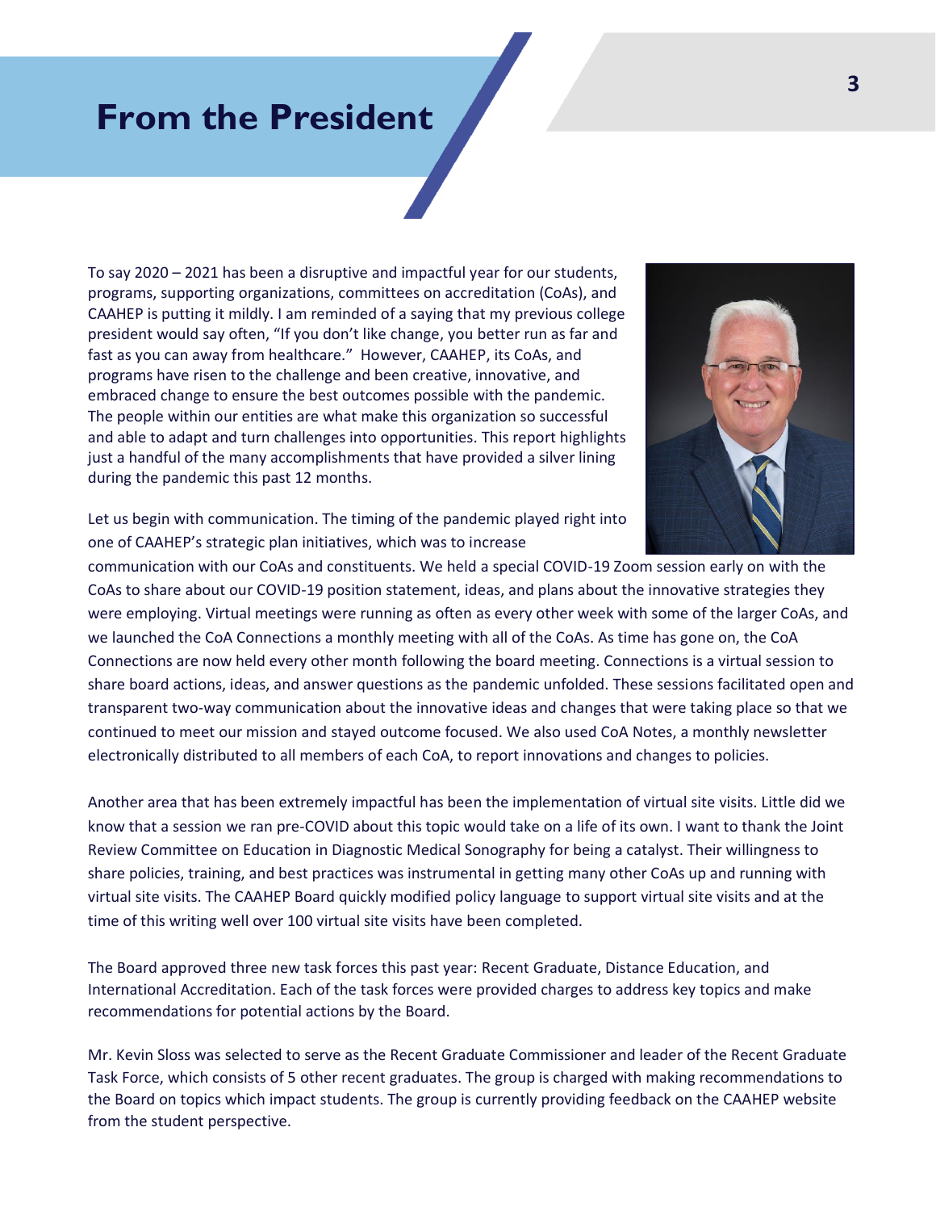# From the President

To say 2020 – 2021 has been a disruptive and impactful year for our students, programs, supporting organizations, committees on accreditation (CoAs), and CAAHEP is putting it mildly. I am reminded of a saying that my previous college president would say often, "If you don't like change, you better run as far and fast as you can away from healthcare." However, CAAHEP, its CoAs, and programs have risen to the challenge and been creative, innovative, and embraced change to ensure the best outcomes possible with the pandemic. The people within our entities are what make this organization so successful and able to adapt and turn challenges into opportunities. This report highlights just a handful of the many accomplishments that have provided a silver lining during the pandemic this past 12 months.

Let us begin with communication. The timing of the pandemic played right into one of CAAHEP's strategic plan initiatives, which was to increase communication with our CoAs and constituents. We held a special COVID-19 Zoom session early on with the CoAs to share about our COVID-19 position statement, ideas, and plans about the innovative strategies they were employing. Virtual meetings were running as often as every other week with some of the larger CoAs, and we launched the CoA Connections a monthly meeting with all of the CoAs. As time has gone on, the CoA Connections are now held every other month following the board meeting. Connections is a virtual session to share board actions, ideas, and answer questions as the pandemic unfolded. These sessions facilitated open and transparent two-way communication about the innovative ideas and changes that were taking place so that we continued to meet our mission and stayed outcome focused. We also used CoA Notes, a monthly newsletter electronically distributed to all members of each CoA, to report innovations and changes to policies.

Another area that has been extremely impactful has been the implementation of virtual site visits. Little did we know that a session we ran pre-COVID about this topic would take on a life of its own. I want to thank the Joint Review Committee on Education in Diagnostic Medical Sonography for being a catalyst. Their willingness to share policies, training, and best practices was instrumental in getting many other CoAs up and running with virtual site visits. The CAAHEP Board quickly modified policy language to support virtual site visits and at the time of this writing well over 100 virtual site visits have been completed.

The Board approved three new task forces this past year: Recent Graduate, Distance Education, and International Accreditation. Each of the task forces were provided charges to address key topics and make recommendations for potential actions by the Board.

Mr. Kevin Sloss was selected to serve as the Recent Graduate Commissioner and leader of the Recent Graduate Task Force, which consists of 5 other recent graduates. The group is charged with making recommendations to the Board on topics which impact students. The group is currently providing feedback on the CAAHEP website from the student perspective.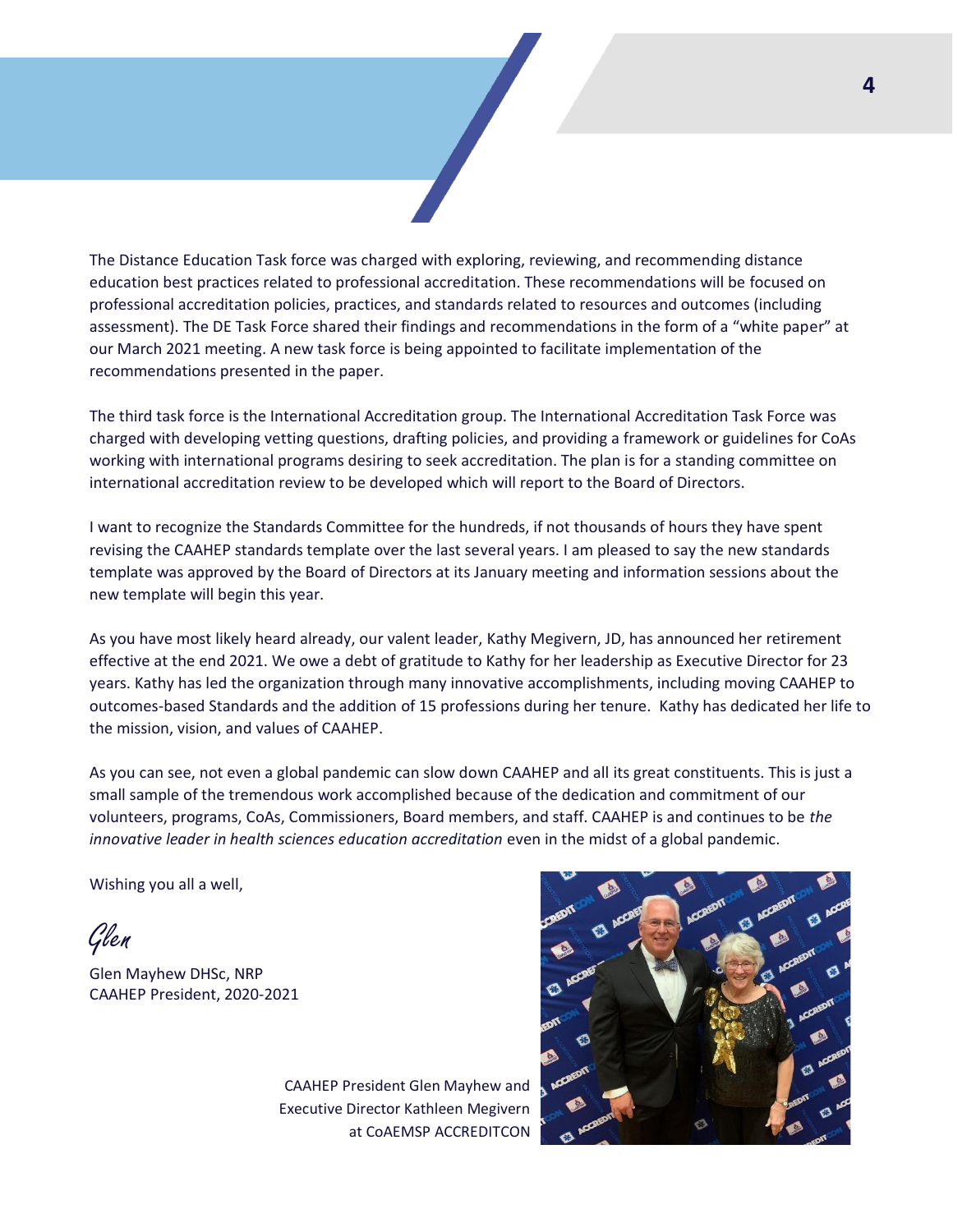The Distance Education Task force was charged with exploring, reviewing, and recommending distance education best practices related to professional accreditation. These recommendations will be focused on professional accreditation policies, practices, and standards related to resources and outcomes (including assessment). The DE Task Force shared their findings and recommendations in the form of a “white paper” at our March 2021 meeting. A new task force is being appointed to facilitate implementation of the recommendations presented in the paper.

The third task force is the International Accreditation group. The International Accreditation Task Force was charged with developing vetting questions, drafting policies, and providing a framework or guidelines for CoAs working with international programs desiring to seek accreditation. The plan is for a standing committee on international accreditation review to be developed which will report to the Board of Directors.

I want to recognize the Standards Committee for the hundreds, if not thousands of hours they have spent revising the CAAHEP standards template over the last several years. I am pleased to say the new standards template was approved by the Board of Directors at its January meeting and information sessions about the new template will begin this year.

As you have most likely heard already, our valent leader, Kathy Megivern, JD, has announced her retirement effective at the end 2021. We owe a debt of gratitude to Kathy for her leadership as Executive Director for 23 years. Kathy has led the organization through many innovative accomplishments, including moving CAAHEP to outcomes-based Standards and the addition of 15 professions during her tenure. Kathy has dedicated her life to the mission, vision, and values of CAAHEP.

As you can see, not even a global pandemic can slow down CAAHEP and all its great constituents. This is just a small sample of the tremendous work accomplished because of the dedication and commitment of our volunteers, programs, CoAs, Commissioners, Board members, and staff. CAAHEP is and continues to be *the innovative leader in health sciences education accreditation* even in the midst of a global pandemic.

Wishing you all a well,

*Glen*

Glen Mayhew DHSc, NRP
CAAHEP President, 2020-2021

CAAHEP President Glen Mayhew and Executive Director Kathleen Megivern at CoAEMSP ACCREDITCON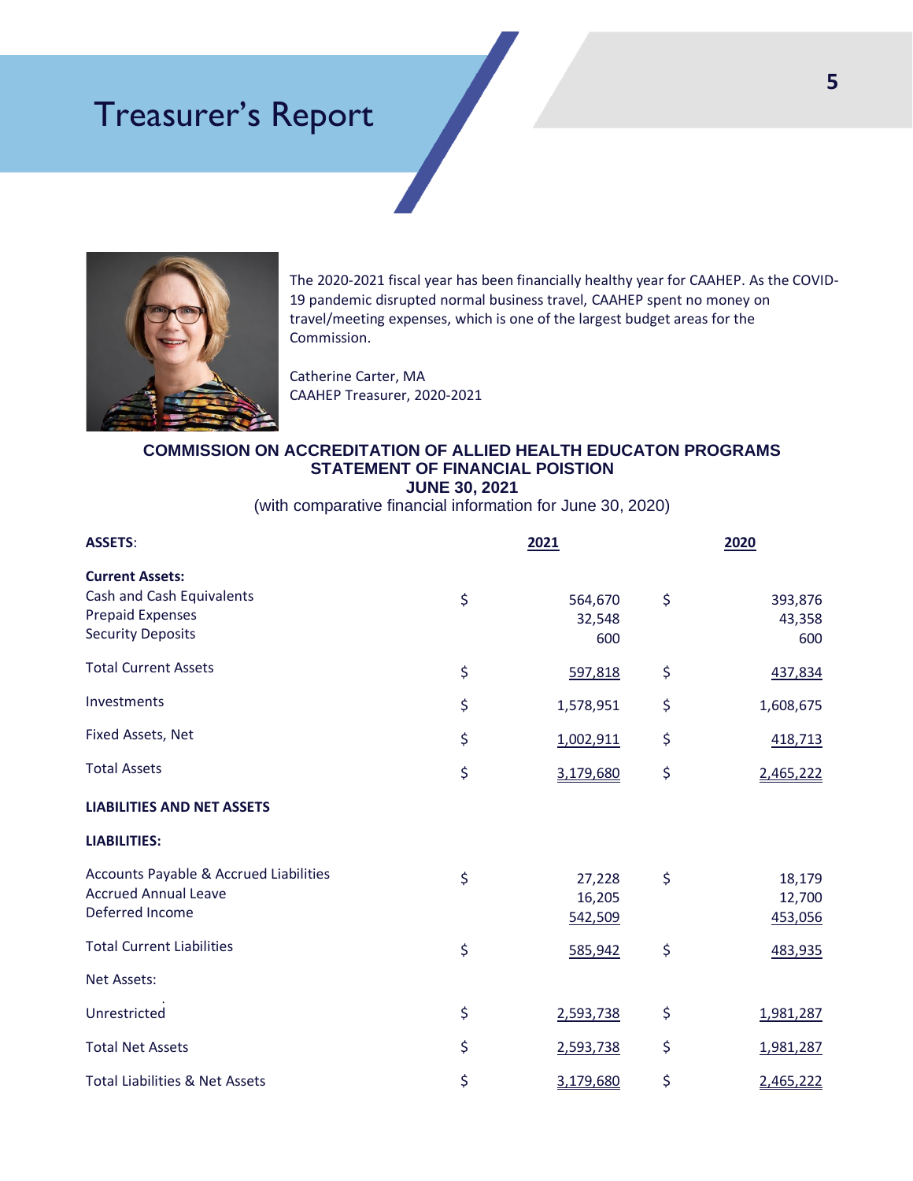# Treasurer's Report

The 2020-2021 fiscal year has been financially healthy year for CAAHEP. As the COVID-19 pandemic disrupted normal business travel, CAAHEP spent no money on travel/meeting expenses, which is one of the largest budget areas for the Commission.

Catherine Carter, MA
CAAHEP Treasurer, 2020-2021

**COMMISSION ON ACCREDITATION OF ALLIED HEALTH EDUCATON PROGRAMS**
**STATEMENT OF FINANCIAL POISTION**
**JUNE 30, 2021**
(with comparative financial information for June 30, 2020)

| **ASSETS**: | | **2021** | | **2020** |
|---|---|---|---|---|
| **Current Assets:** | | | | |
| Cash and Cash Equivalents | $ | 564,670 | $ | 393,876 |
| Prepaid Expenses | | 32,548 | | 43,358 |
| Security Deposits | | 600 | | 600 |
| Total Current Assets | $ | 597,818 | $ | 437,834 |
| Investments | $ | 1,578,951 | $ | 1,608,675 |
| Fixed Assets, Net | $ | 1,002,911 | $ | 418,713 |
| Total Assets | $ | 3,179,680 | $ | 2,465,222 |
| **LIABILITIES AND NET ASSETS** | | | | |
| **LIABILITIES:** | | | | |
| Accounts Payable & Accrued Liabilities | $ | 27,228 | $ | 18,179 |
| Accrued Annual Leave | | 16,205 | | 12,700 |
| Deferred Income | | 542,509 | | 453,056 |
| Total Current Liabilities | $ | 585,942 | $ | 483,935 |
| Net Assets: | | | | |
| Unrestricted | $ | 2,593,738 | $ | 1,981,287 |
| Total Net Assets | $ | 2,593,738 | $ | 1,981,287 |
| Total Liabilities & Net Assets | $ | 3,179,680 | $ | 2,465,222 |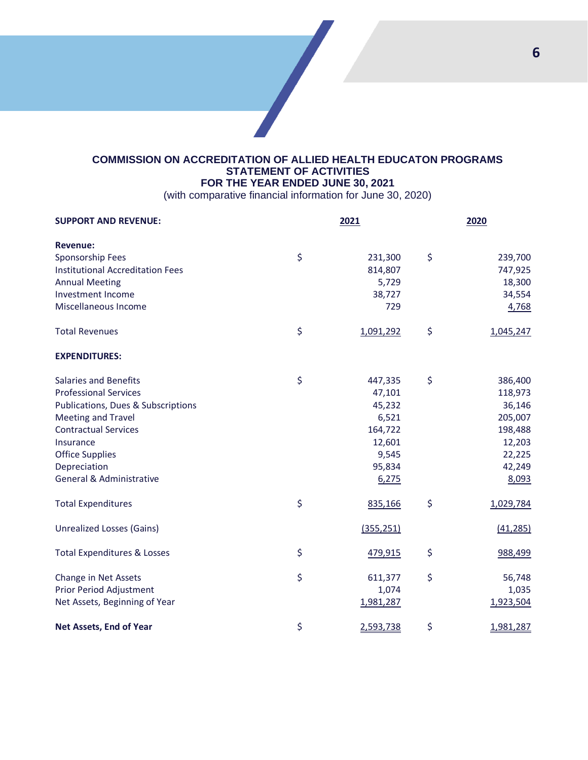## COMMISSION ON ACCREDITATION OF ALLIED HEALTH EDUCATON PROGRAMS
## STATEMENT OF ACTIVITIES
## FOR THE YEAR ENDED JUNE 30, 2021

(with comparative financial information for June 30, 2020)

| **SUPPORT AND REVENUE:** | | **2021** | | **2020** |
|---|---|---|---|---|
| **Revenue:** | | | | |
| Sponsorship Fees | $ | 231,300 | $ | 239,700 |
| Institutional Accreditation Fees | | 814,807 | | 747,925 |
| Annual Meeting | | 5,729 | | 18,300 |
| Investment Income | | 38,727 | | 34,554 |
| Miscellaneous Income | | 729 | | 4,768 |
| Total Revenues | $ | 1,091,292 | $ | 1,045,247 |
| **EXPENDITURES:** | | | | |
| Salaries and Benefits | $ | 447,335 | $ | 386,400 |
| Professional Services | | 47,101 | | 118,973 |
| Publications, Dues & Subscriptions | | 45,232 | | 36,146 |
| Meeting and Travel | | 6,521 | | 205,007 |
| Contractual Services | | 164,722 | | 198,488 |
| Insurance | | 12,601 | | 12,203 |
| Office Supplies | | 9,545 | | 22,225 |
| Depreciation | | 95,834 | | 42,249 |
| General & Administrative | | 6,275 | | 8,093 |
| Total Expenditures | $ | 835,166 | $ | 1,029,784 |
| Unrealized Losses (Gains) | | (355,251) | | (41,285) |
| Total Expenditures & Losses | $ | 479,915 | $ | 988,499 |
| Change in Net Assets | $ | 611,377 | $ | 56,748 |
| Prior Period Adjustment | | 1,074 | | 1,035 |
| Net Assets, Beginning of Year | | 1,981,287 | | 1,923,504 |
| **Net Assets, End of Year** | $ | 2,593,738 | $ | 1,981,287 |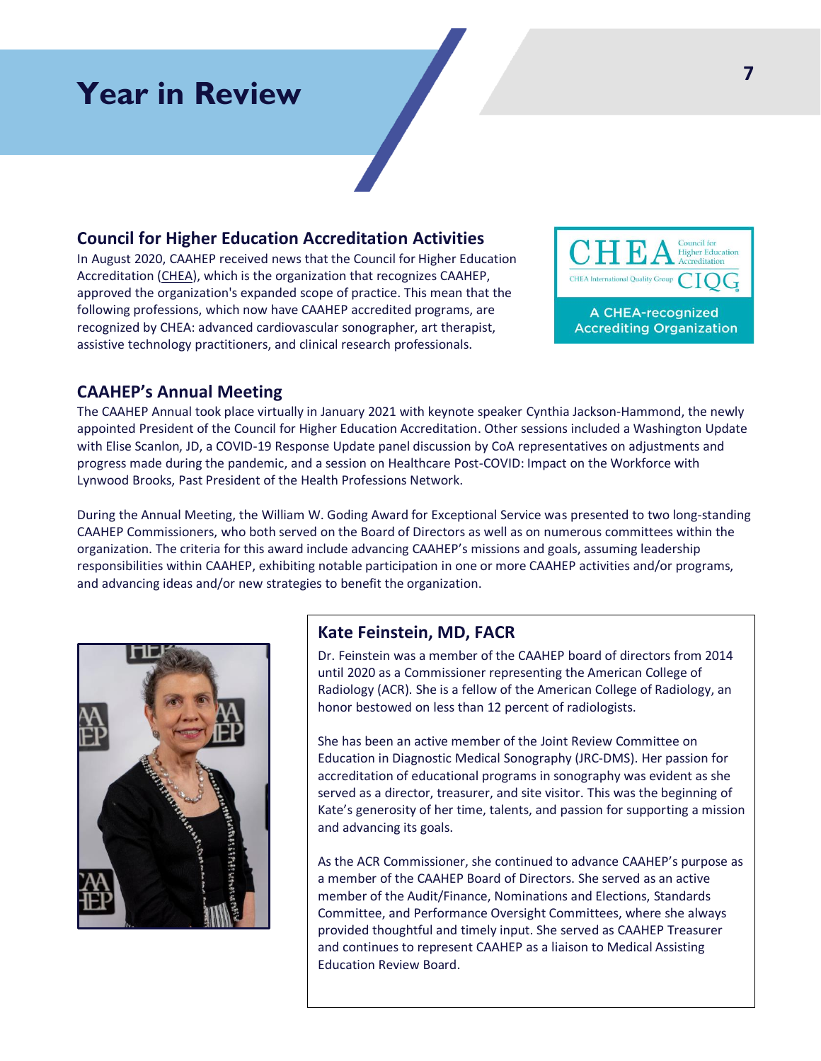# Year in Review

## Council for Higher Education Accreditation Activities

In August 2020, CAAHEP received news that the Council for Higher Education Accreditation (CHEA), which is the organization that recognizes CAAHEP, approved the organization's expanded scope of practice. This mean that the following professions, which now have CAAHEP accredited programs, are recognized by CHEA: advanced cardiovascular sonographer, art therapist, assistive technology practitioners, and clinical research professionals.

CHEA Council for Higher Education Accreditation
CHEA International Quality Group CIQG
A CHEA-recognized Accrediting Organization

## CAAHEP's Annual Meeting

The CAAHEP Annual took place virtually in January 2021 with keynote speaker Cynthia Jackson-Hammond, the newly appointed President of the Council for Higher Education Accreditation. Other sessions included a Washington Update with Elise Scanlon, JD, a COVID-19 Response Update panel discussion by CoA representatives on adjustments and progress made during the pandemic, and a session on Healthcare Post-COVID: Impact on the Workforce with Lynwood Brooks, Past President of the Health Professions Network.

During the Annual Meeting, the William W. Goding Award for Exceptional Service was presented to two long-standing CAAHEP Commissioners, who both served on the Board of Directors as well as on numerous committees within the organization. The criteria for this award include advancing CAAHEP's missions and goals, assuming leadership responsibilities within CAAHEP, exhibiting notable participation in one or more CAAHEP activities and/or programs, and advancing ideas and/or new strategies to benefit the organization.

### Kate Feinstein, MD, FACR

Dr. Feinstein was a member of the CAAHEP board of directors from 2014 until 2020 as a Commissioner representing the American College of Radiology (ACR). She is a fellow of the American College of Radiology, an honor bestowed on less than 12 percent of radiologists.

She has been an active member of the Joint Review Committee on Education in Diagnostic Medical Sonography (JRC-DMS). Her passion for accreditation of educational programs in sonography was evident as she served as a director, treasurer, and site visitor. This was the beginning of Kate's generosity of her time, talents, and passion for supporting a mission and advancing its goals.

As the ACR Commissioner, she continued to advance CAAHEP's purpose as a member of the CAAHEP Board of Directors. She served as an active member of the Audit/Finance, Nominations and Elections, Standards Committee, and Performance Oversight Committees, where she always provided thoughtful and timely input. She served as CAAHEP Treasurer and continues to represent CAAHEP as a liaison to Medical Assisting Education Review Board.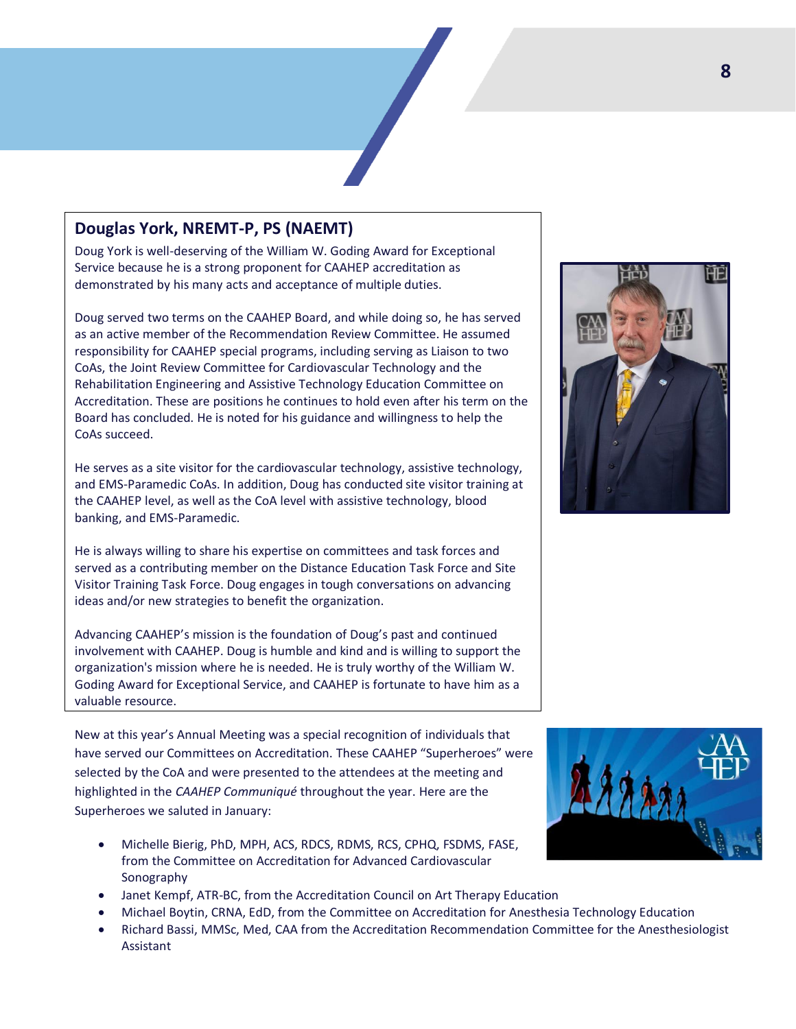## Douglas York, NREMT-P, PS (NAEMT)

Doug York is well-deserving of the William W. Goding Award for Exceptional Service because he is a strong proponent for CAAHEP accreditation as demonstrated by his many acts and acceptance of multiple duties.

Doug served two terms on the CAAHEP Board, and while doing so, he has served as an active member of the Recommendation Review Committee. He assumed responsibility for CAAHEP special programs, including serving as Liaison to two CoAs, the Joint Review Committee for Cardiovascular Technology and the Rehabilitation Engineering and Assistive Technology Education Committee on Accreditation. These are positions he continues to hold even after his term on the Board has concluded. He is noted for his guidance and willingness to help the CoAs succeed.

He serves as a site visitor for the cardiovascular technology, assistive technology, and EMS-Paramedic CoAs. In addition, Doug has conducted site visitor training at the CAAHEP level, as well as the CoA level with assistive technology, blood banking, and EMS-Paramedic.

He is always willing to share his expertise on committees and task forces and served as a contributing member on the Distance Education Task Force and Site Visitor Training Task Force. Doug engages in tough conversations on advancing ideas and/or new strategies to benefit the organization.

Advancing CAAHEP's mission is the foundation of Doug's past and continued involvement with CAAHEP. Doug is humble and kind and is willing to support the organization's mission where he is needed. He is truly worthy of the William W. Goding Award for Exceptional Service, and CAAHEP is fortunate to have him as a valuable resource.

New at this year's Annual Meeting was a special recognition of individuals that have served our Committees on Accreditation. These CAAHEP "Superheroes" were selected by the CoA and were presented to the attendees at the meeting and highlighted in the *CAAHEP Communiqué* throughout the year. Here are the Superheroes we saluted in January:

- Michelle Bierig, PhD, MPH, ACS, RDCS, RDMS, RCS, CPHQ, FSDMS, FASE, from the Committee on Accreditation for Advanced Cardiovascular Sonography
- Janet Kempf, ATR-BC, from the Accreditation Council on Art Therapy Education
- Michael Boytin, CRNA, EdD, from the Committee on Accreditation for Anesthesia Technology Education
- Richard Bassi, MMSc, Med, CAA from the Accreditation Recommendation Committee for the Anesthesiologist Assistant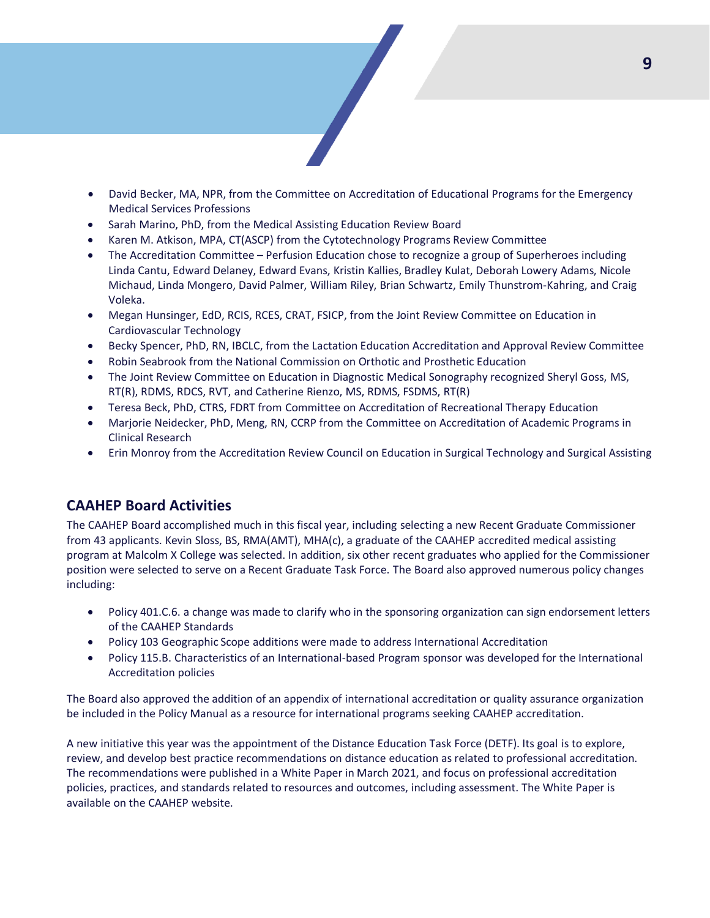- David Becker, MA, NPR, from the Committee on Accreditation of Educational Programs for the Emergency Medical Services Professions
- Sarah Marino, PhD, from the Medical Assisting Education Review Board
- Karen M. Atkison, MPA, CT(ASCP) from the Cytotechnology Programs Review Committee
- The Accreditation Committee – Perfusion Education chose to recognize a group of Superheroes including Linda Cantu, Edward Delaney, Edward Evans, Kristin Kallies, Bradley Kulat, Deborah Lowery Adams, Nicole Michaud, Linda Mongero, David Palmer, William Riley, Brian Schwartz, Emily Thunstrom-Kahring, and Craig Voleka.
- Megan Hunsinger, EdD, RCIS, RCES, CRAT, FSICP, from the Joint Review Committee on Education in Cardiovascular Technology
- Becky Spencer, PhD, RN, IBCLC, from the Lactation Education Accreditation and Approval Review Committee
- Robin Seabrook from the National Commission on Orthotic and Prosthetic Education
- The Joint Review Committee on Education in Diagnostic Medical Sonography recognized Sheryl Goss, MS, RT(R), RDMS, RDCS, RVT, and Catherine Rienzo, MS, RDMS, FSDMS, RT(R)
- Teresa Beck, PhD, CTRS, FDRT from Committee on Accreditation of Recreational Therapy Education
- Marjorie Neidecker, PhD, Meng, RN, CCRP from the Committee on Accreditation of Academic Programs in Clinical Research
- Erin Monroy from the Accreditation Review Council on Education in Surgical Technology and Surgical Assisting

## CAAHEP Board Activities

The CAAHEP Board accomplished much in this fiscal year, including selecting a new Recent Graduate Commissioner from 43 applicants. Kevin Sloss, BS, RMA(AMT), MHA(c), a graduate of the CAAHEP accredited medical assisting program at Malcolm X College was selected. In addition, six other recent graduates who applied for the Commissioner position were selected to serve on a Recent Graduate Task Force. The Board also approved numerous policy changes including:

- Policy 401.C.6. a change was made to clarify who in the sponsoring organization can sign endorsement letters of the CAAHEP Standards
- Policy 103 Geographic Scope additions were made to address International Accreditation
- Policy 115.B. Characteristics of an International-based Program sponsor was developed for the International Accreditation policies

The Board also approved the addition of an appendix of international accreditation or quality assurance organization be included in the Policy Manual as a resource for international programs seeking CAAHEP accreditation.

A new initiative this year was the appointment of the Distance Education Task Force (DETF). Its goal is to explore, review, and develop best practice recommendations on distance education as related to professional accreditation. The recommendations were published in a White Paper in March 2021, and focus on professional accreditation policies, practices, and standards related to resources and outcomes, including assessment. The White Paper is available on the CAAHEP website.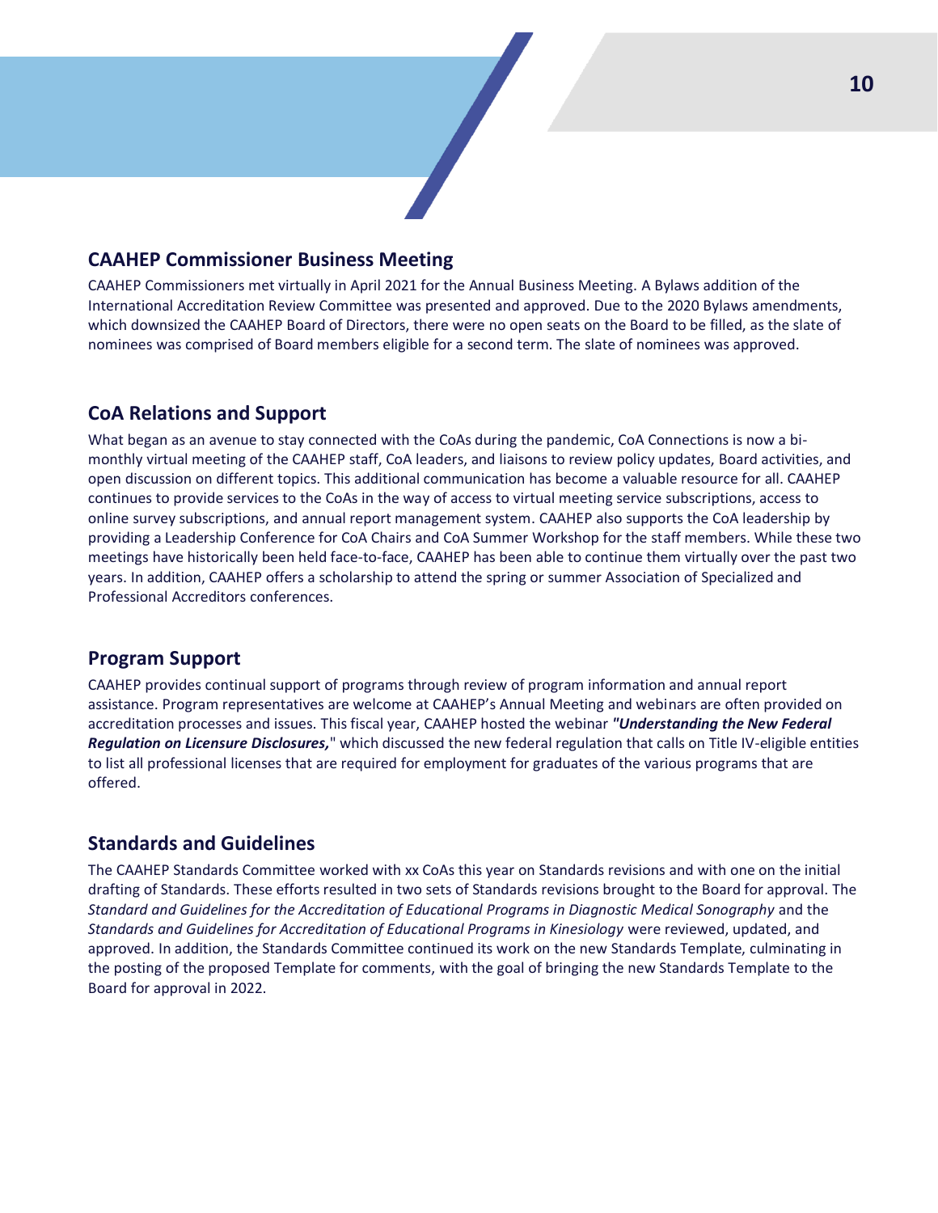## CAAHEP Commissioner Business Meeting

CAAHEP Commissioners met virtually in April 2021 for the Annual Business Meeting. A Bylaws addition of the International Accreditation Review Committee was presented and approved. Due to the 2020 Bylaws amendments, which downsized the CAAHEP Board of Directors, there were no open seats on the Board to be filled, as the slate of nominees was comprised of Board members eligible for a second term. The slate of nominees was approved.

## CoA Relations and Support

What began as an avenue to stay connected with the CoAs during the pandemic, CoA Connections is now a bi-monthly virtual meeting of the CAAHEP staff, CoA leaders, and liaisons to review policy updates, Board activities, and open discussion on different topics. This additional communication has become a valuable resource for all. CAAHEP continues to provide services to the CoAs in the way of access to virtual meeting service subscriptions, access to online survey subscriptions, and annual report management system. CAAHEP also supports the CoA leadership by providing a Leadership Conference for CoA Chairs and CoA Summer Workshop for the staff members. While these two meetings have historically been held face-to-face, CAAHEP has been able to continue them virtually over the past two years. In addition, CAAHEP offers a scholarship to attend the spring or summer Association of Specialized and Professional Accreditors conferences.

## Program Support

CAAHEP provides continual support of programs through review of program information and annual report assistance. Program representatives are welcome at CAAHEP's Annual Meeting and webinars are often provided on accreditation processes and issues. This fiscal year, CAAHEP hosted the webinar ***"Understanding the New Federal Regulation on Licensure Disclosures,"*** which discussed the new federal regulation that calls on Title IV-eligible entities to list all professional licenses that are required for employment for graduates of the various programs that are offered.

## Standards and Guidelines

The CAAHEP Standards Committee worked with xx CoAs this year on Standards revisions and with one on the initial drafting of Standards. These efforts resulted in two sets of Standards revisions brought to the Board for approval. The *Standard and Guidelines for the Accreditation of Educational Programs in Diagnostic Medical Sonography* and the *Standards and Guidelines for Accreditation of Educational Programs in Kinesiology* were reviewed, updated, and approved. In addition, the Standards Committee continued its work on the new Standards Template, culminating in the posting of the proposed Template for comments, with the goal of bringing the new Standards Template to the Board for approval in 2022.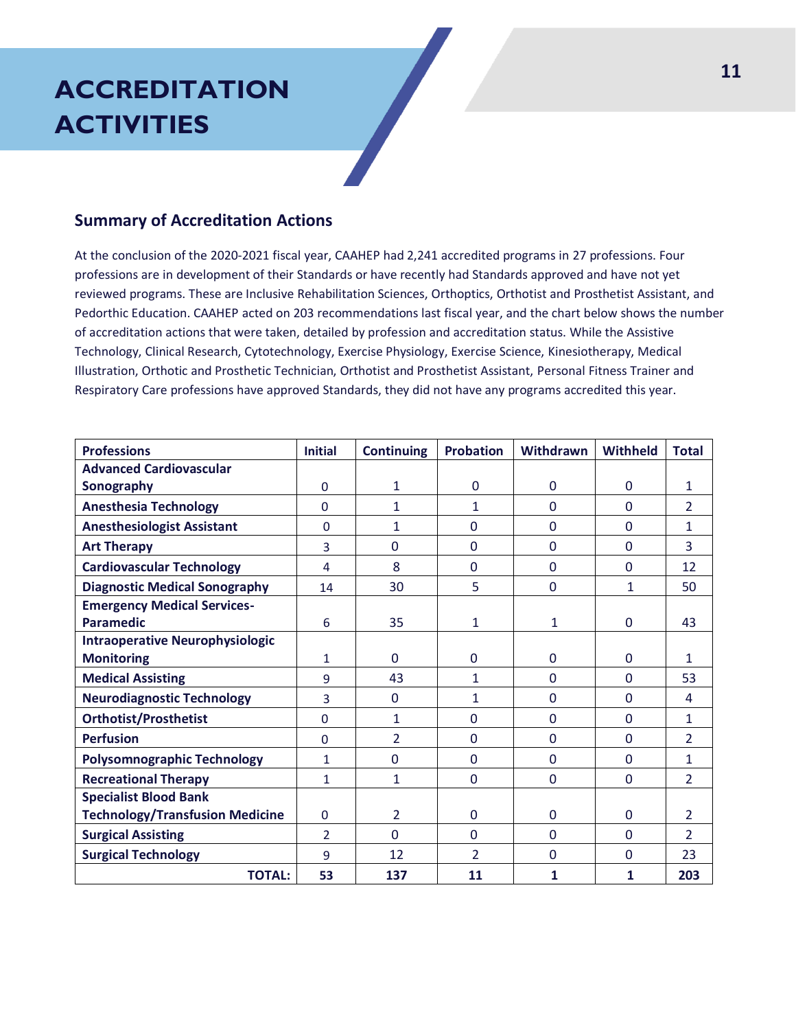# ACCREDITATION ACTIVITIES

## Summary of Accreditation Actions

At the conclusion of the 2020-2021 fiscal year, CAAHEP had 2,241 accredited programs in 27 professions. Four professions are in development of their Standards or have recently had Standards approved and have not yet reviewed programs. These are Inclusive Rehabilitation Sciences, Orthoptics, Orthotist and Prosthetist Assistant, and Pedorthic Education. CAAHEP acted on 203 recommendations last fiscal year, and the chart below shows the number of accreditation actions that were taken, detailed by profession and accreditation status. While the Assistive Technology, Clinical Research, Cytotechnology, Exercise Physiology, Exercise Science, Kinesiotherapy, Medical Illustration, Orthotic and Prosthetic Technician, Orthotist and Prosthetist Assistant, Personal Fitness Trainer and Respiratory Care professions have approved Standards, they did not have any programs accredited this year.

| Professions | Initial | Continuing | Probation | Withdrawn | Withheld | Total |
|---|---|---|---|---|---|---|
| **Advanced Cardiovascular Sonography** | 0 | 1 | 0 | 0 | 0 | 1 |
| **Anesthesia Technology** | 0 | 1 | 1 | 0 | 0 | 2 |
| **Anesthesiologist Assistant** | 0 | 1 | 0 | 0 | 0 | 1 |
| **Art Therapy** | 3 | 0 | 0 | 0 | 0 | 3 |
| **Cardiovascular Technology** | 4 | 8 | 0 | 0 | 0 | 12 |
| **Diagnostic Medical Sonography** | 14 | 30 | 5 | 0 | 1 | 50 |
| **Emergency Medical Services-Paramedic** | 6 | 35 | 1 | 1 | 0 | 43 |
| **Intraoperative Neurophysiologic Monitoring** | 1 | 0 | 0 | 0 | 0 | 1 |
| **Medical Assisting** | 9 | 43 | 1 | 0 | 0 | 53 |
| **Neurodiagnostic Technology** | 3 | 0 | 1 | 0 | 0 | 4 |
| **Orthotist/Prosthetist** | 0 | 1 | 0 | 0 | 0 | 1 |
| **Perfusion** | 0 | 2 | 0 | 0 | 0 | 2 |
| **Polysomnographic Technology** | 1 | 0 | 0 | 0 | 0 | 1 |
| **Recreational Therapy** | 1 | 1 | 0 | 0 | 0 | 2 |
| **Specialist Blood Bank Technology/Transfusion Medicine** | 0 | 2 | 0 | 0 | 0 | 2 |
| **Surgical Assisting** | 2 | 0 | 0 | 0 | 0 | 2 |
| **Surgical Technology** | 9 | 12 | 2 | 0 | 0 | 23 |
| **TOTAL:** | **53** | **137** | **11** | **1** | **1** | **203** |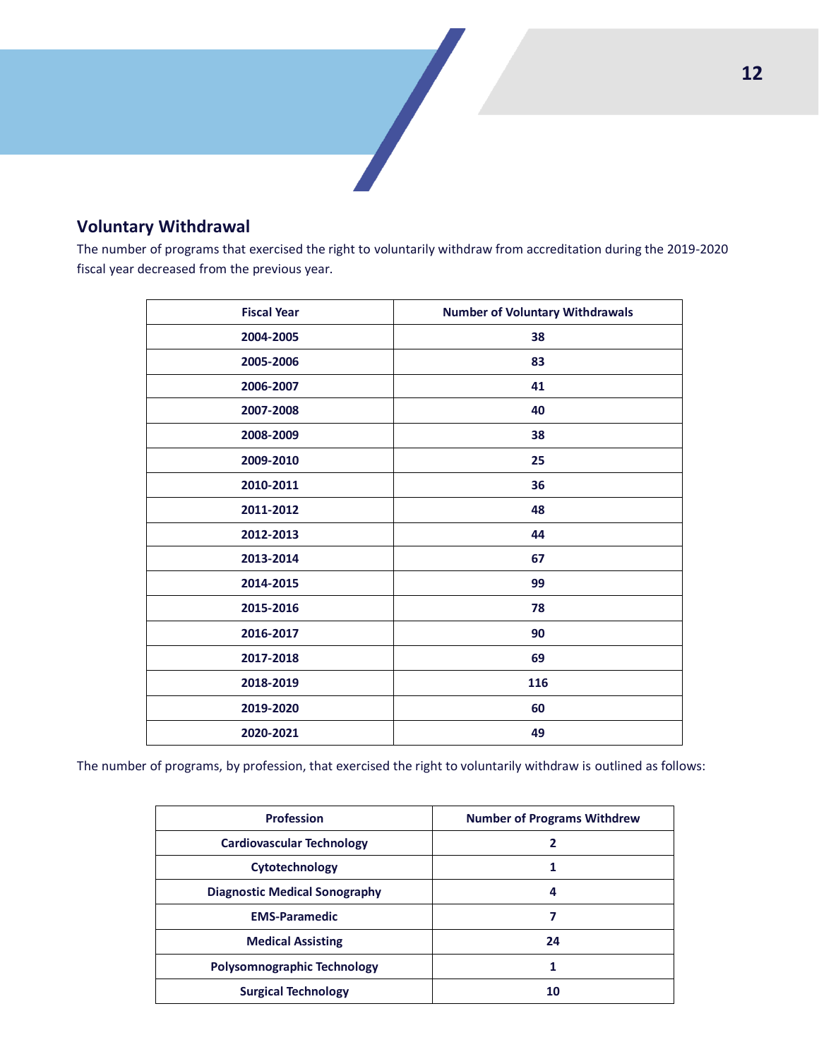## Voluntary Withdrawal

The number of programs that exercised the right to voluntarily withdraw from accreditation during the 2019-2020 fiscal year decreased from the previous year.

| Fiscal Year | Number of Voluntary Withdrawals |
|---|---|
| 2004-2005 | 38 |
| 2005-2006 | 83 |
| 2006-2007 | 41 |
| 2007-2008 | 40 |
| 2008-2009 | 38 |
| 2009-2010 | 25 |
| 2010-2011 | 36 |
| 2011-2012 | 48 |
| 2012-2013 | 44 |
| 2013-2014 | 67 |
| 2014-2015 | 99 |
| 2015-2016 | 78 |
| 2016-2017 | 90 |
| 2017-2018 | 69 |
| 2018-2019 | 116 |
| 2019-2020 | 60 |
| 2020-2021 | 49 |

The number of programs, by profession, that exercised the right to voluntarily withdraw is outlined as follows:

| Profession | Number of Programs Withdrew |
|---|---|
| Cardiovascular Technology | 2 |
| Cytotechnology | 1 |
| Diagnostic Medical Sonography | 4 |
| EMS-Paramedic | 7 |
| Medical Assisting | 24 |
| Polysomnographic Technology | 1 |
| Surgical Technology | 10 |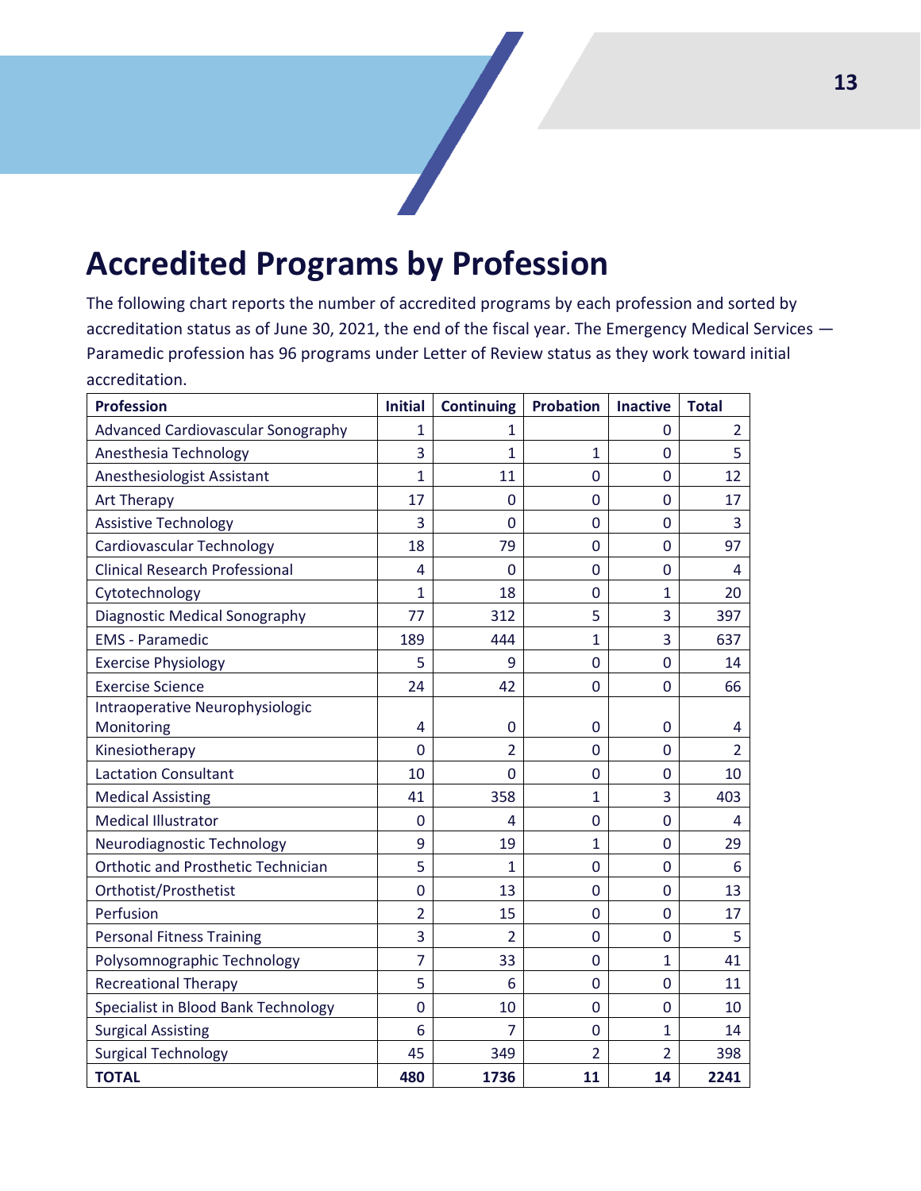# Accredited Programs by Profession

The following chart reports the number of accredited programs by each profession and sorted by accreditation status as of June 30, 2021, the end of the fiscal year. The Emergency Medical Services — Paramedic profession has 96 programs under Letter of Review status as they work toward initial accreditation.

| Profession | Initial | Continuing | Probation | Inactive | Total |
|---|---|---|---|---|---|
| Advanced Cardiovascular Sonography | 1 | 1 | | 0 | 2 |
| Anesthesia Technology | 3 | 1 | 1 | 0 | 5 |
| Anesthesiologist Assistant | 1 | 11 | 0 | 0 | 12 |
| Art Therapy | 17 | 0 | 0 | 0 | 17 |
| Assistive Technology | 3 | 0 | 0 | 0 | 3 |
| Cardiovascular Technology | 18 | 79 | 0 | 0 | 97 |
| Clinical Research Professional | 4 | 0 | 0 | 0 | 4 |
| Cytotechnology | 1 | 18 | 0 | 1 | 20 |
| Diagnostic Medical Sonography | 77 | 312 | 5 | 3 | 397 |
| EMS - Paramedic | 189 | 444 | 1 | 3 | 637 |
| Exercise Physiology | 5 | 9 | 0 | 0 | 14 |
| Exercise Science | 24 | 42 | 0 | 0 | 66 |
| Intraoperative Neurophysiologic Monitoring | 4 | 0 | 0 | 0 | 4 |
| Kinesiotherapy | 0 | 2 | 0 | 0 | 2 |
| Lactation Consultant | 10 | 0 | 0 | 0 | 10 |
| Medical Assisting | 41 | 358 | 1 | 3 | 403 |
| Medical Illustrator | 0 | 4 | 0 | 0 | 4 |
| Neurodiagnostic Technology | 9 | 19 | 1 | 0 | 29 |
| Orthotic and Prosthetic Technician | 5 | 1 | 0 | 0 | 6 |
| Orthotist/Prosthetist | 0 | 13 | 0 | 0 | 13 |
| Perfusion | 2 | 15 | 0 | 0 | 17 |
| Personal Fitness Training | 3 | 2 | 0 | 0 | 5 |
| Polysomnographic Technology | 7 | 33 | 0 | 1 | 41 |
| Recreational Therapy | 5 | 6 | 0 | 0 | 11 |
| Specialist in Blood Bank Technology | 0 | 10 | 0 | 0 | 10 |
| Surgical Assisting | 6 | 7 | 0 | 1 | 14 |
| Surgical Technology | 45 | 349 | 2 | 2 | 398 |
| **TOTAL** | **480** | **1736** | **11** | **14** | **2241** |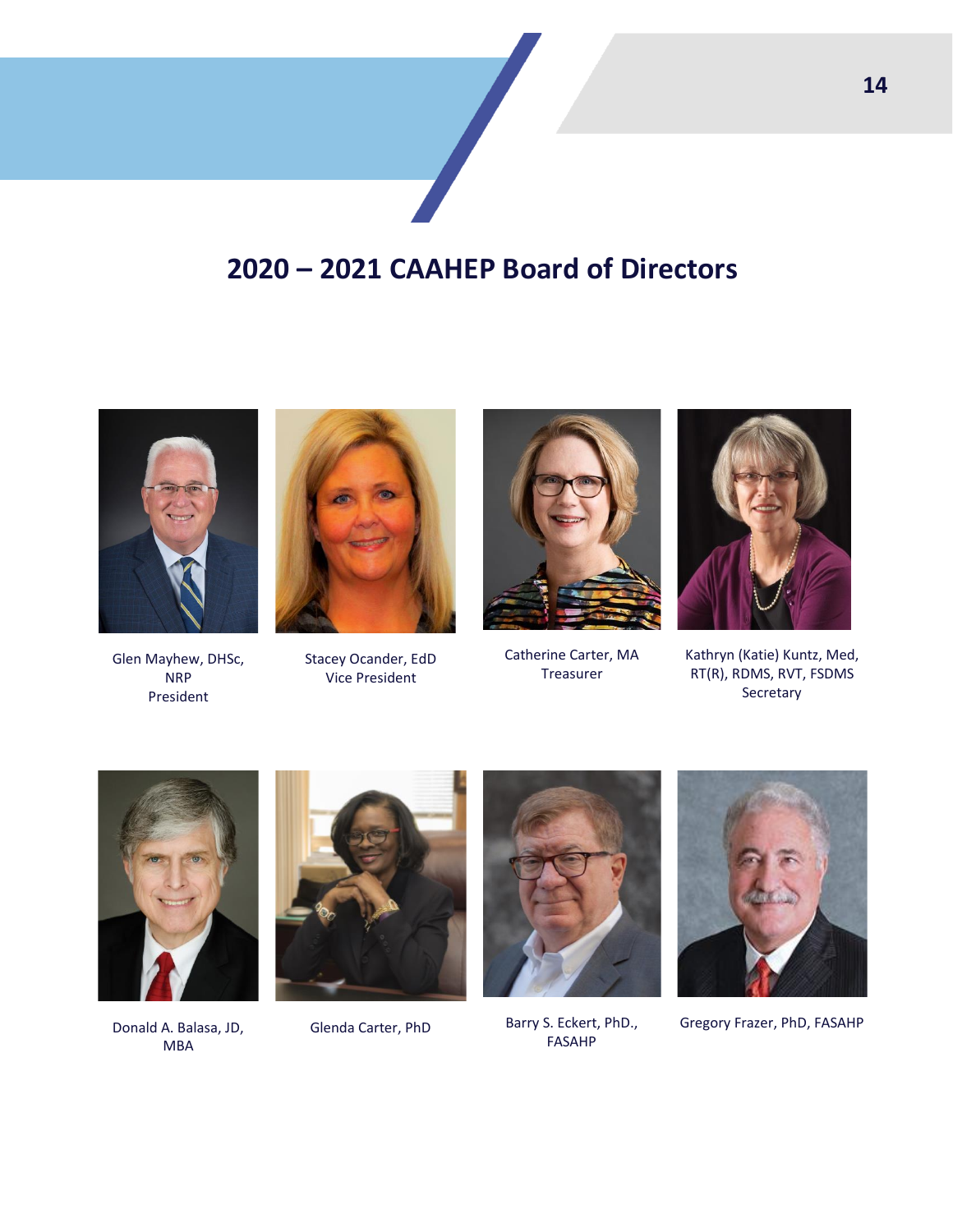# 2020 – 2021 CAAHEP Board of Directors

Glen Mayhew, DHSc, NRP
President

Stacey Ocander, EdD
Vice President

Catherine Carter, MA
Treasurer

Kathryn (Katie) Kuntz, Med, RT(R), RDMS, RVT, FSDMS
Secretary

Donald A. Balasa, JD, MBA

Glenda Carter, PhD

Barry S. Eckert, PhD., FASAHP

Gregory Frazer, PhD, FASAHP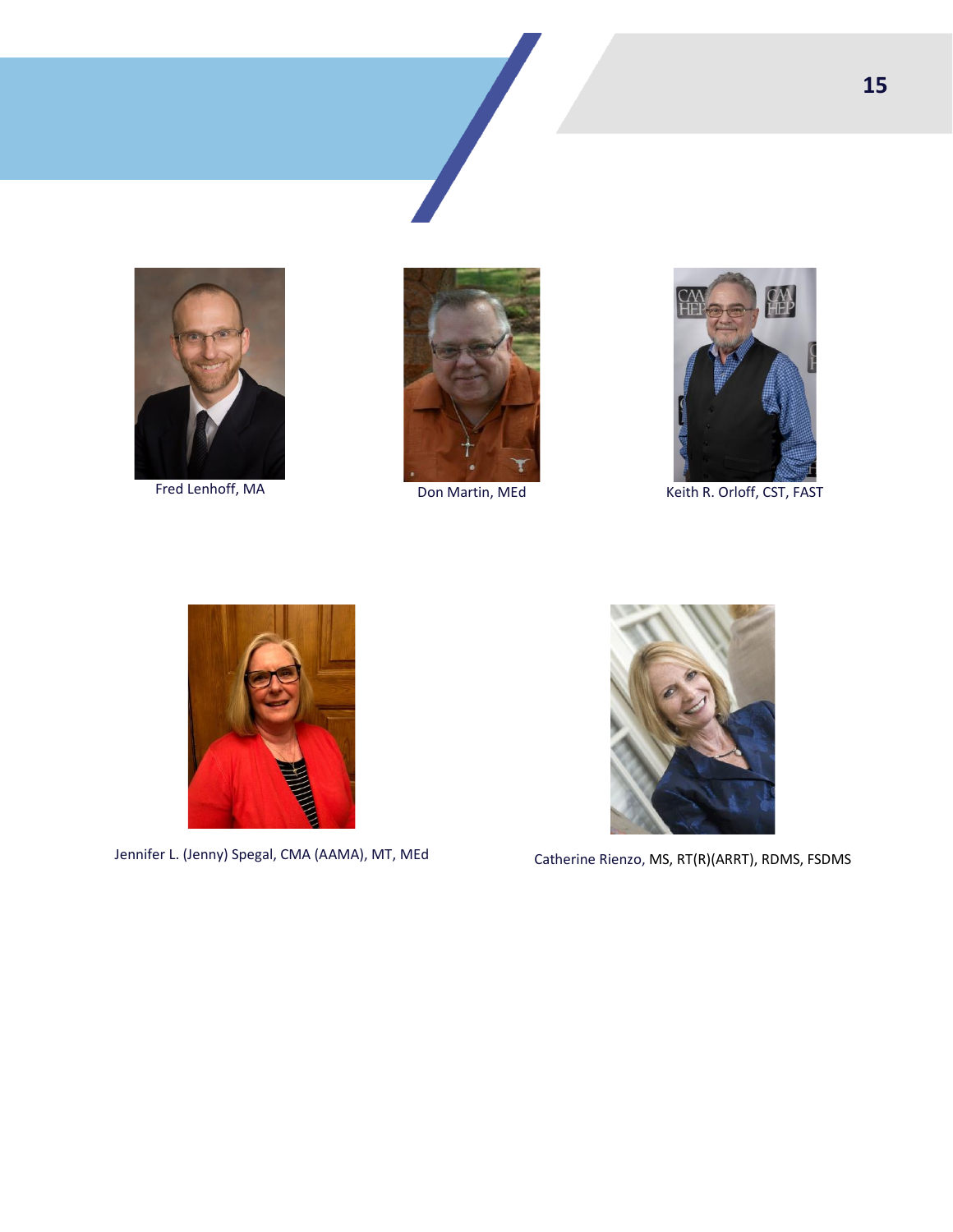Fred Lenhoff, MA

Don Martin, MEd

Keith R. Orloff, CST, FAST

Jennifer L. (Jenny) Spegal, CMA (AAMA), MT, MEd

Catherine Rienzo, MS, RT(R)(ARRT), RDMS, FSDMS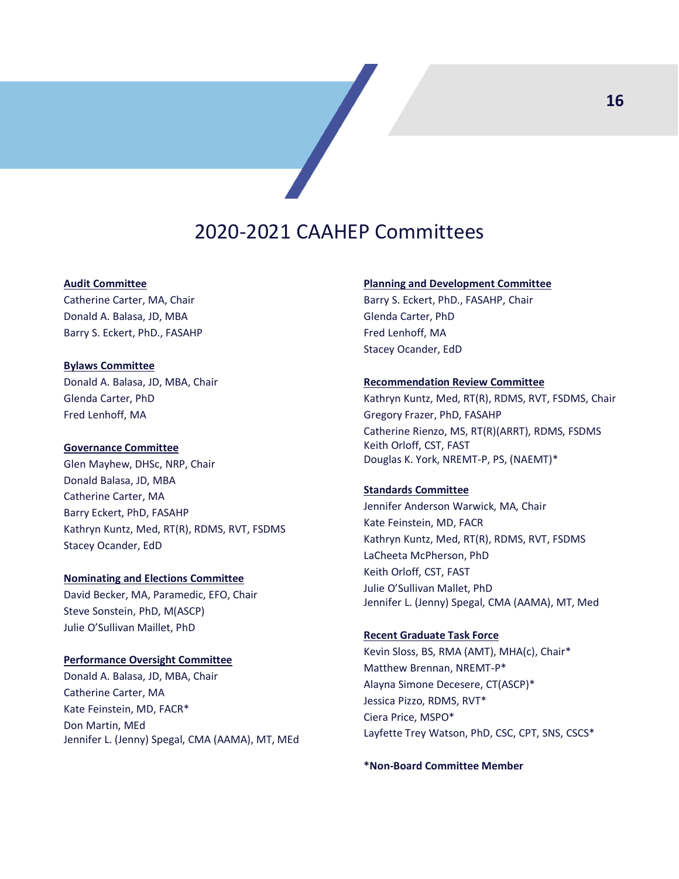# 2020-2021 CAAHEP Committees

**Audit Committee**

Catherine Carter, MA, Chair
Donald A. Balasa, JD, MBA
Barry S. Eckert, PhD., FASAHP

**Bylaws Committee**

Donald A. Balasa, JD, MBA, Chair
Glenda Carter, PhD
Fred Lenhoff, MA

**Governance Committee**

Glen Mayhew, DHSc, NRP, Chair
Donald Balasa, JD, MBA
Catherine Carter, MA
Barry Eckert, PhD, FASAHP
Kathryn Kuntz, Med, RT(R), RDMS, RVT, FSDMS
Stacey Ocander, EdD

**Nominating and Elections Committee**

David Becker, MA, Paramedic, EFO, Chair
Steve Sonstein, PhD, M(ASCP)
Julie O'Sullivan Maillet, PhD

**Performance Oversight Committee**

Donald A. Balasa, JD, MBA, Chair
Catherine Carter, MA
Kate Feinstein, MD, FACR*
Don Martin, MEd
Jennifer L. (Jenny) Spegal, CMA (AAMA), MT, MEd

**Planning and Development Committee**

Barry S. Eckert, PhD., FASAHP, Chair
Glenda Carter, PhD
Fred Lenhoff, MA
Stacey Ocander, EdD

**Recommendation Review Committee**

Kathryn Kuntz, Med, RT(R), RDMS, RVT, FSDMS, Chair
Gregory Frazer, PhD, FASAHP
Catherine Rienzo, MS, RT(R)(ARRT), RDMS, FSDMS
Keith Orloff, CST, FAST
Douglas K. York, NREMT-P, PS, (NAEMT)*

**Standards Committee**

Jennifer Anderson Warwick, MA, Chair
Kate Feinstein, MD, FACR
Kathryn Kuntz, Med, RT(R), RDMS, RVT, FSDMS
LaCheeta McPherson, PhD
Keith Orloff, CST, FAST
Julie O'Sullivan Mallet, PhD
Jennifer L. (Jenny) Spegal, CMA (AAMA), MT, Med

**Recent Graduate Task Force**

Kevin Sloss, BS, RMA (AMT), MHA(c), Chair*
Matthew Brennan, NREMT-P*
Alayna Simone Decesere, CT(ASCP)*
Jessica Pizzo, RDMS, RVT*
Ciera Price, MSPO*
Layfette Trey Watson, PhD, CSC, CPT, SNS, CSCS*

**\*Non-Board Committee Member**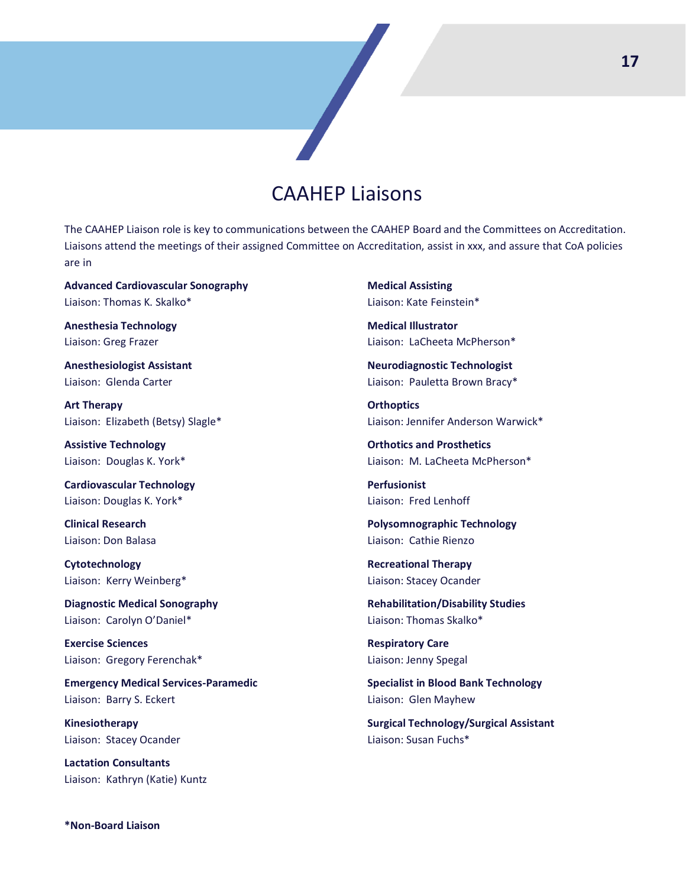# CAAHEP Liaisons

The CAAHEP Liaison role is key to communications between the CAAHEP Board and the Committees on Accreditation. Liaisons attend the meetings of their assigned Committee on Accreditation, assist in xxx, and assure that CoA policies are in

**Advanced Cardiovascular Sonography**
Liaison: Thomas K. Skalko*

**Anesthesia Technology**
Liaison: Greg Frazer

**Anesthesiologist Assistant**
Liaison: Glenda Carter

**Art Therapy**
Liaison: Elizabeth (Betsy) Slagle*

**Assistive Technology**
Liaison: Douglas K. York*

**Cardiovascular Technology**
Liaison: Douglas K. York*

**Clinical Research**
Liaison: Don Balasa

**Cytotechnology**
Liaison: Kerry Weinberg*

**Diagnostic Medical Sonography**
Liaison: Carolyn O'Daniel*

**Exercise Sciences**
Liaison: Gregory Ferenchak*

**Emergency Medical Services-Paramedic**
Liaison: Barry S. Eckert

**Kinesiotherapy**
Liaison: Stacey Ocander

**Lactation Consultants**
Liaison: Kathryn (Katie) Kuntz

**Medical Assisting**
Liaison: Kate Feinstein*

**Medical Illustrator**
Liaison: LaCheeta McPherson*

**Neurodiagnostic Technologist**
Liaison: Pauletta Brown Bracy*

**Orthoptics**
Liaison: Jennifer Anderson Warwick*

**Orthotics and Prosthetics**
Liaison: M. LaCheeta McPherson*

**Perfusionist**
Liaison: Fred Lenhoff

**Polysomnographic Technology**
Liaison: Cathie Rienzo

**Recreational Therapy**
Liaison: Stacey Ocander

**Rehabilitation/Disability Studies**
Liaison: Thomas Skalko*

**Respiratory Care**
Liaison: Jenny Spegal

**Specialist in Blood Bank Technology**
Liaison: Glen Mayhew

**Surgical Technology/Surgical Assistant**
Liaison: Susan Fuchs*

***Non-Board Liaison**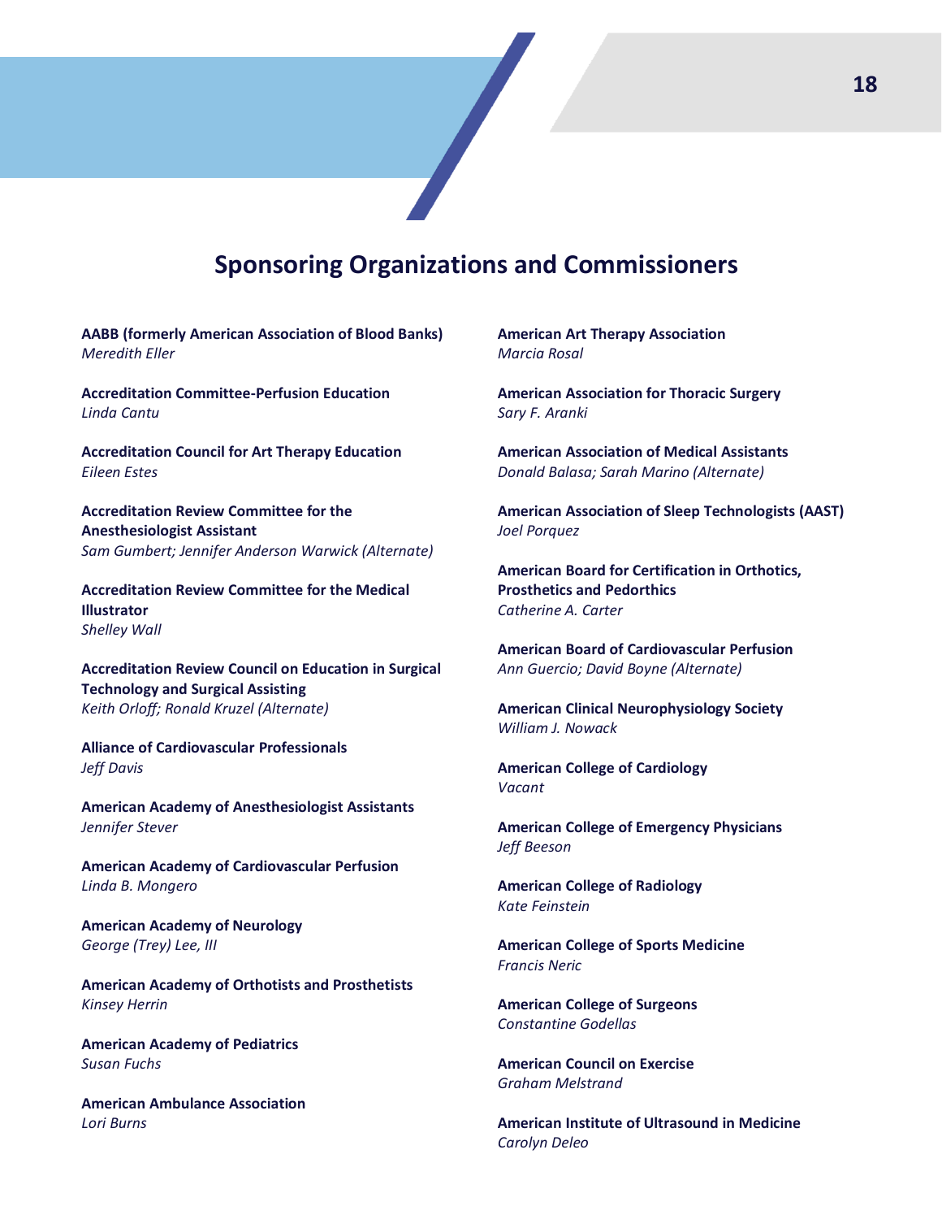## Sponsoring Organizations and Commissioners

**AABB (formerly American Association of Blood Banks)**
*Meredith Eller*

**Accreditation Committee-Perfusion Education**
*Linda Cantu*

**Accreditation Council for Art Therapy Education**
*Eileen Estes*

**Accreditation Review Committee for the Anesthesiologist Assistant**
*Sam Gumbert; Jennifer Anderson Warwick (Alternate)*

**Accreditation Review Committee for the Medical Illustrator**
*Shelley Wall*

**Accreditation Review Council on Education in Surgical Technology and Surgical Assisting**
*Keith Orloff; Ronald Kruzel (Alternate)*

**Alliance of Cardiovascular Professionals**
*Jeff Davis*

**American Academy of Anesthesiologist Assistants**
*Jennifer Stever*

**American Academy of Cardiovascular Perfusion**
*Linda B. Mongero*

**American Academy of Neurology**
*George (Trey) Lee, III*

**American Academy of Orthotists and Prosthetists**
*Kinsey Herrin*

**American Academy of Pediatrics**
*Susan Fuchs*

**American Ambulance Association**
*Lori Burns*

**American Art Therapy Association**
*Marcia Rosal*

**American Association for Thoracic Surgery**
*Sary F. Aranki*

**American Association of Medical Assistants**
*Donald Balasa; Sarah Marino (Alternate)*

**American Association of Sleep Technologists (AAST)**
*Joel Porquez*

**American Board for Certification in Orthotics, Prosthetics and Pedorthics**
*Catherine A. Carter*

**American Board of Cardiovascular Perfusion**
*Ann Guercio; David Boyne (Alternate)*

**American Clinical Neurophysiology Society**
*William J. Nowack*

**American College of Cardiology**
*Vacant*

**American College of Emergency Physicians**
*Jeff Beeson*

**American College of Radiology**
*Kate Feinstein*

**American College of Sports Medicine**
*Francis Neric*

**American College of Surgeons**
*Constantine Godellas*

**American Council on Exercise**
*Graham Melstrand*

**American Institute of Ultrasound in Medicine**
*Carolyn Deleo*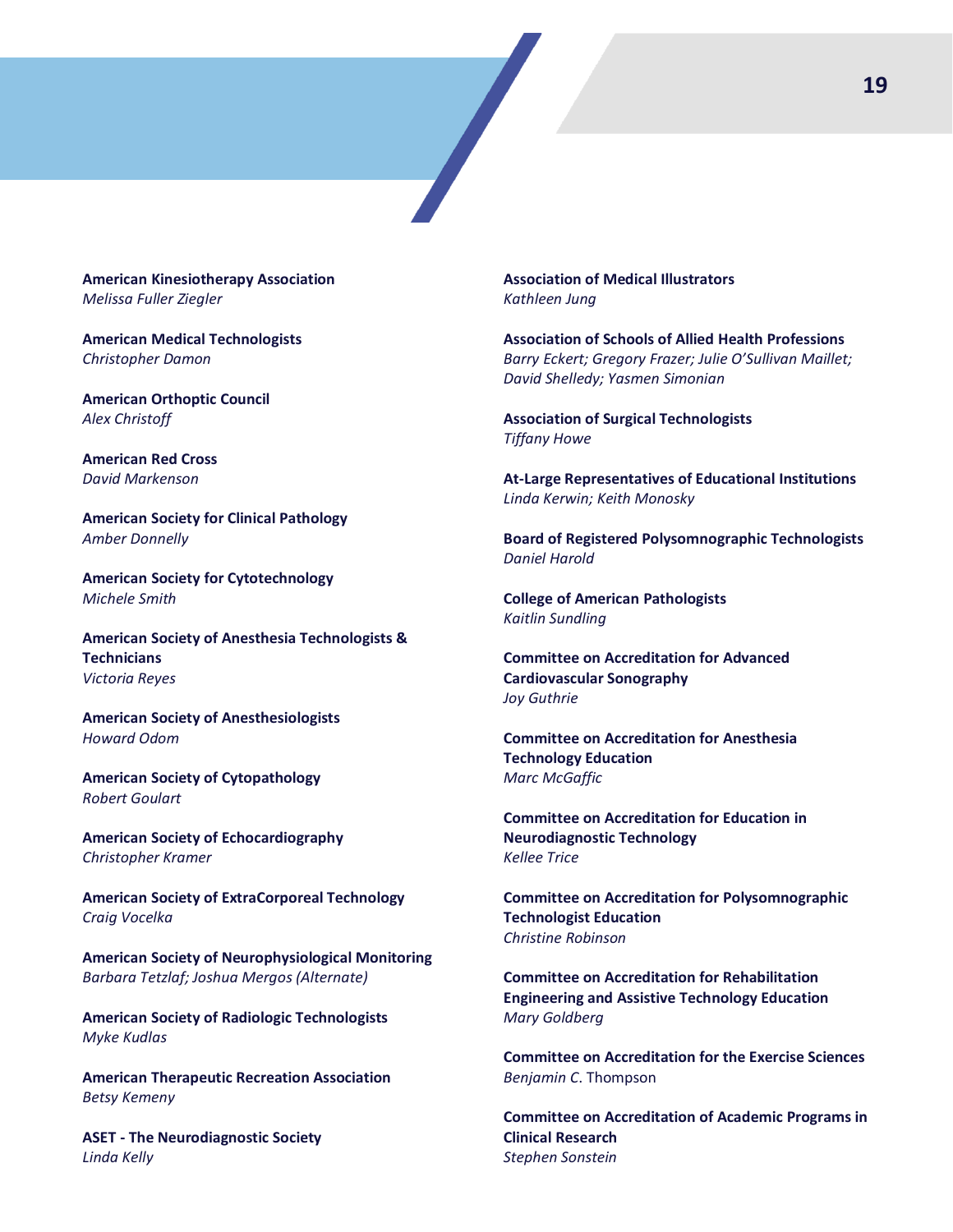**American Kinesiotherapy Association**
*Melissa Fuller Ziegler*

**American Medical Technologists**
*Christopher Damon*

**American Orthoptic Council**
*Alex Christoff*

**American Red Cross**
*David Markenson*

**American Society for Clinical Pathology**
*Amber Donnelly*

**American Society for Cytotechnology**
*Michele Smith*

**American Society of Anesthesia Technologists & Technicians**
*Victoria Reyes*

**American Society of Anesthesiologists**
*Howard Odom*

**American Society of Cytopathology**
*Robert Goulart*

**American Society of Echocardiography**
*Christopher Kramer*

**American Society of ExtraCorporeal Technology**
*Craig Vocelka*

**American Society of Neurophysiological Monitoring**
*Barbara Tetzlaf; Joshua Mergos (Alternate)*

**American Society of Radiologic Technologists**
*Myke Kudlas*

**American Therapeutic Recreation Association**
*Betsy Kemeny*

**ASET - The Neurodiagnostic Society**
*Linda Kelly*

**Association of Medical Illustrators**
*Kathleen Jung*

**Association of Schools of Allied Health Professions**
*Barry Eckert; Gregory Frazer; Julie O'Sullivan Maillet; David Shelledy; Yasmen Simonian*

**Association of Surgical Technologists**
*Tiffany Howe*

**At-Large Representatives of Educational Institutions**
*Linda Kerwin; Keith Monosky*

**Board of Registered Polysomnographic Technologists**
*Daniel Harold*

**College of American Pathologists**
*Kaitlin Sundling*

**Committee on Accreditation for Advanced Cardiovascular Sonography**
*Joy Guthrie*

**Committee on Accreditation for Anesthesia Technology Education**
*Marc McGaffic*

**Committee on Accreditation for Education in Neurodiagnostic Technology**
*Kellee Trice*

**Committee on Accreditation for Polysomnographic Technologist Education**
*Christine Robinson*

**Committee on Accreditation for Rehabilitation Engineering and Assistive Technology Education**
*Mary Goldberg*

**Committee on Accreditation for the Exercise Sciences**
*Benjamin C*. Thompson

**Committee on Accreditation of Academic Programs in Clinical Research**
*Stephen Sonstein*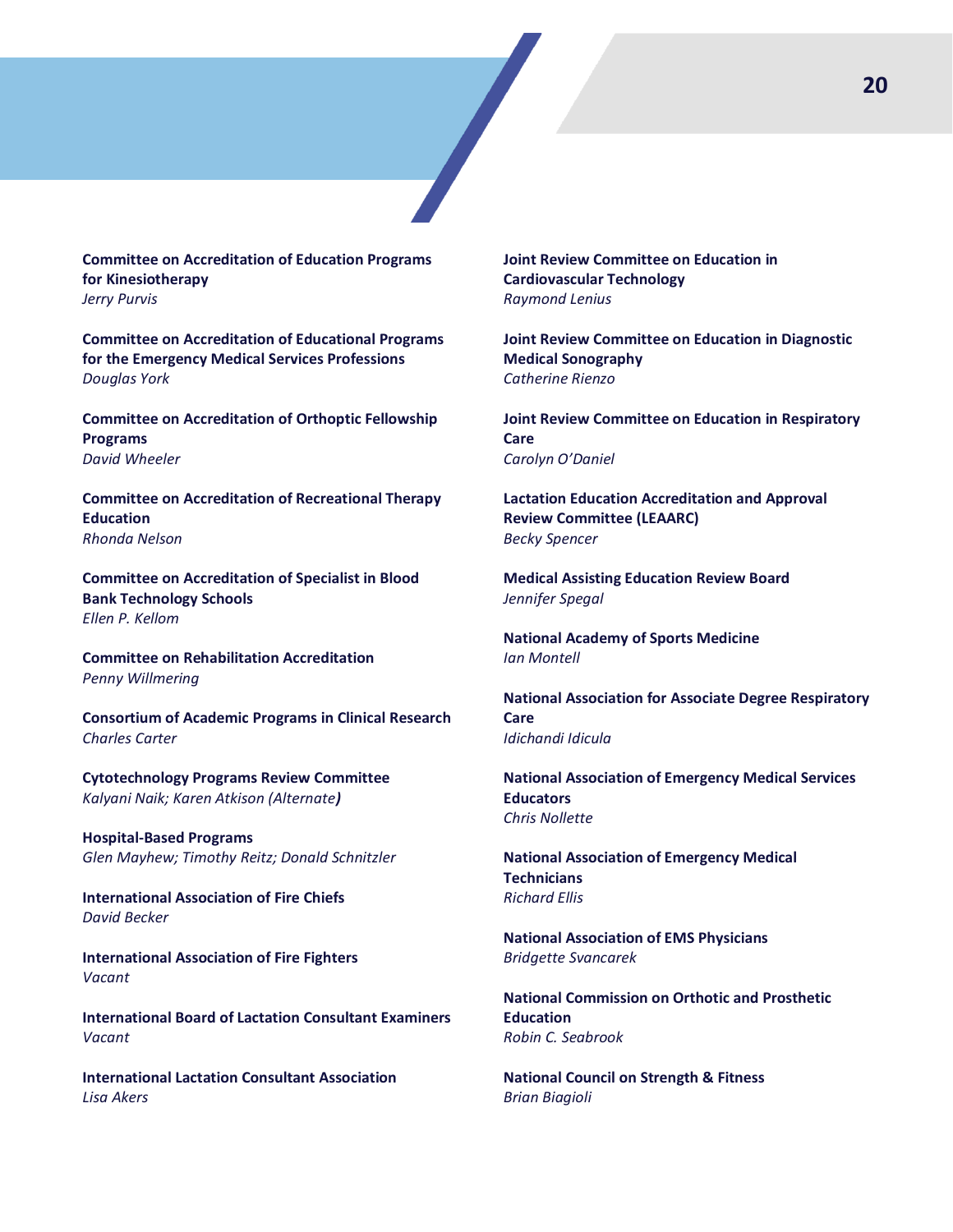**Committee on Accreditation of Education Programs for Kinesiotherapy**
*Jerry Purvis*

**Committee on Accreditation of Educational Programs for the Emergency Medical Services Professions**
*Douglas York*

**Committee on Accreditation of Orthoptic Fellowship Programs**
*David Wheeler*

**Committee on Accreditation of Recreational Therapy Education**
*Rhonda Nelson*

**Committee on Accreditation of Specialist in Blood Bank Technology Schools**
*Ellen P. Kellom*

**Committee on Rehabilitation Accreditation**
*Penny Willmering*

**Consortium of Academic Programs in Clinical Research**
*Charles Carter*

**Cytotechnology Programs Review Committee**
*Kalyani Naik; Karen Atkison (Alternate)*

**Hospital-Based Programs**
*Glen Mayhew; Timothy Reitz; Donald Schnitzler*

**International Association of Fire Chiefs**
*David Becker*

**International Association of Fire Fighters**
*Vacant*

**International Board of Lactation Consultant Examiners**
*Vacant*

**International Lactation Consultant Association**
*Lisa Akers*

**Joint Review Committee on Education in Cardiovascular Technology**
*Raymond Lenius*

**Joint Review Committee on Education in Diagnostic Medical Sonography**
*Catherine Rienzo*

**Joint Review Committee on Education in Respiratory Care**
*Carolyn O'Daniel*

**Lactation Education Accreditation and Approval Review Committee (LEAARC)**
*Becky Spencer*

**Medical Assisting Education Review Board**
*Jennifer Spegal*

**National Academy of Sports Medicine**
*Ian Montell*

**National Association for Associate Degree Respiratory Care**
*Idichandi Idicula*

**National Association of Emergency Medical Services Educators**
*Chris Nollette*

**National Association of Emergency Medical Technicians**
*Richard Ellis*

**National Association of EMS Physicians**
*Bridgette Svancarek*

**National Commission on Orthotic and Prosthetic Education**
*Robin C. Seabrook*

**National Council on Strength & Fitness**
*Brian Biagioli*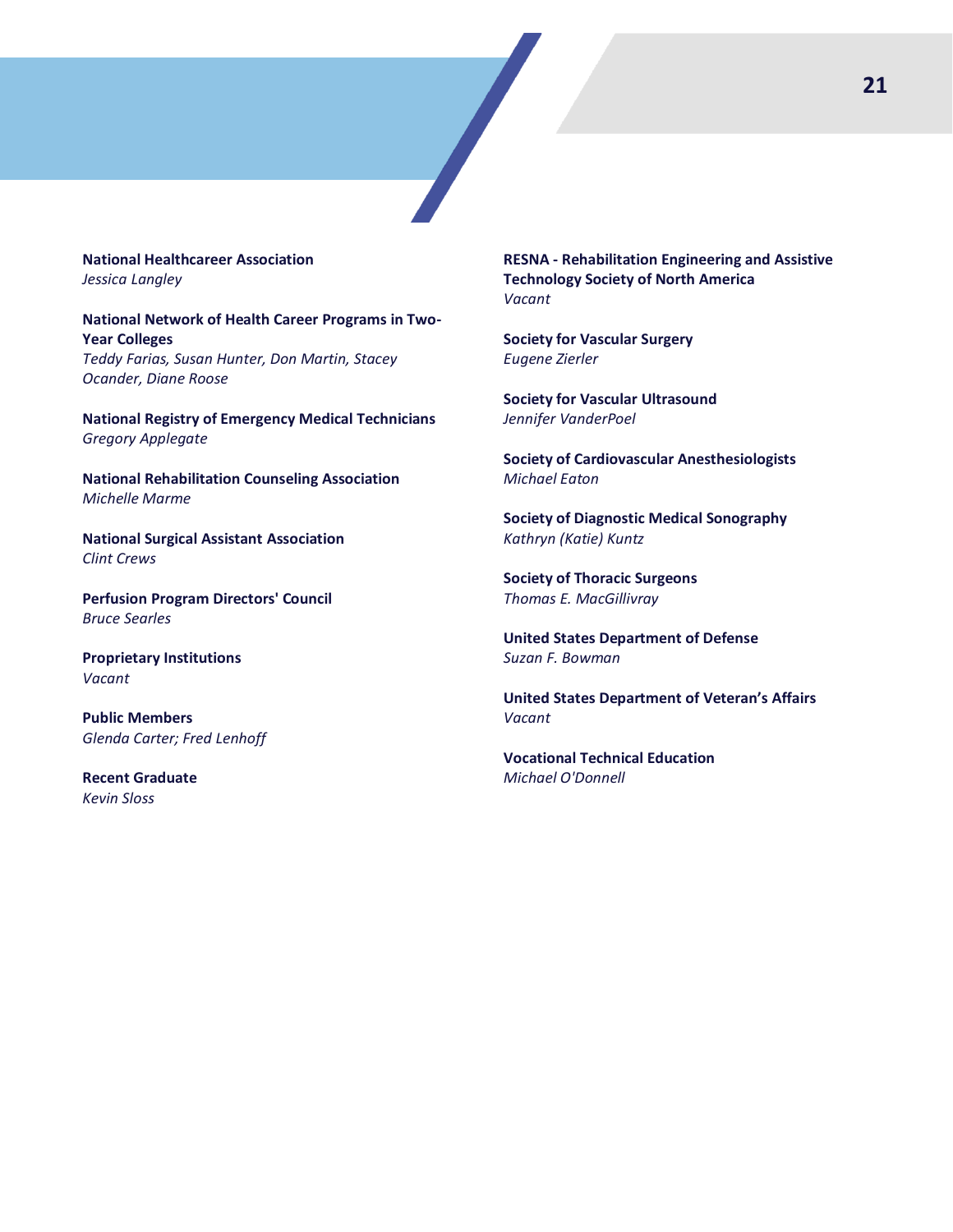**National Healthcareer Association**
*Jessica Langley*

**National Network of Health Career Programs in Two-Year Colleges**
*Teddy Farias, Susan Hunter, Don Martin, Stacey Ocander, Diane Roose*

**National Registry of Emergency Medical Technicians**
*Gregory Applegate*

**National Rehabilitation Counseling Association**
*Michelle Marme*

**National Surgical Assistant Association**
*Clint Crews*

**Perfusion Program Directors' Council**
*Bruce Searles*

**Proprietary Institutions**
*Vacant*

**Public Members**
*Glenda Carter; Fred Lenhoff*

**Recent Graduate**
*Kevin Sloss*

**RESNA - Rehabilitation Engineering and Assistive Technology Society of North America**
*Vacant*

**Society for Vascular Surgery**
*Eugene Zierler*

**Society for Vascular Ultrasound**
*Jennifer VanderPoel*

**Society of Cardiovascular Anesthesiologists**
*Michael Eaton*

**Society of Diagnostic Medical Sonography**
*Kathryn (Katie) Kuntz*

**Society of Thoracic Surgeons**
*Thomas E. MacGillivray*

**United States Department of Defense**
*Suzan F. Bowman*

**United States Department of Veteran's Affairs**
*Vacant*

**Vocational Technical Education**
*Michael O'Donnell*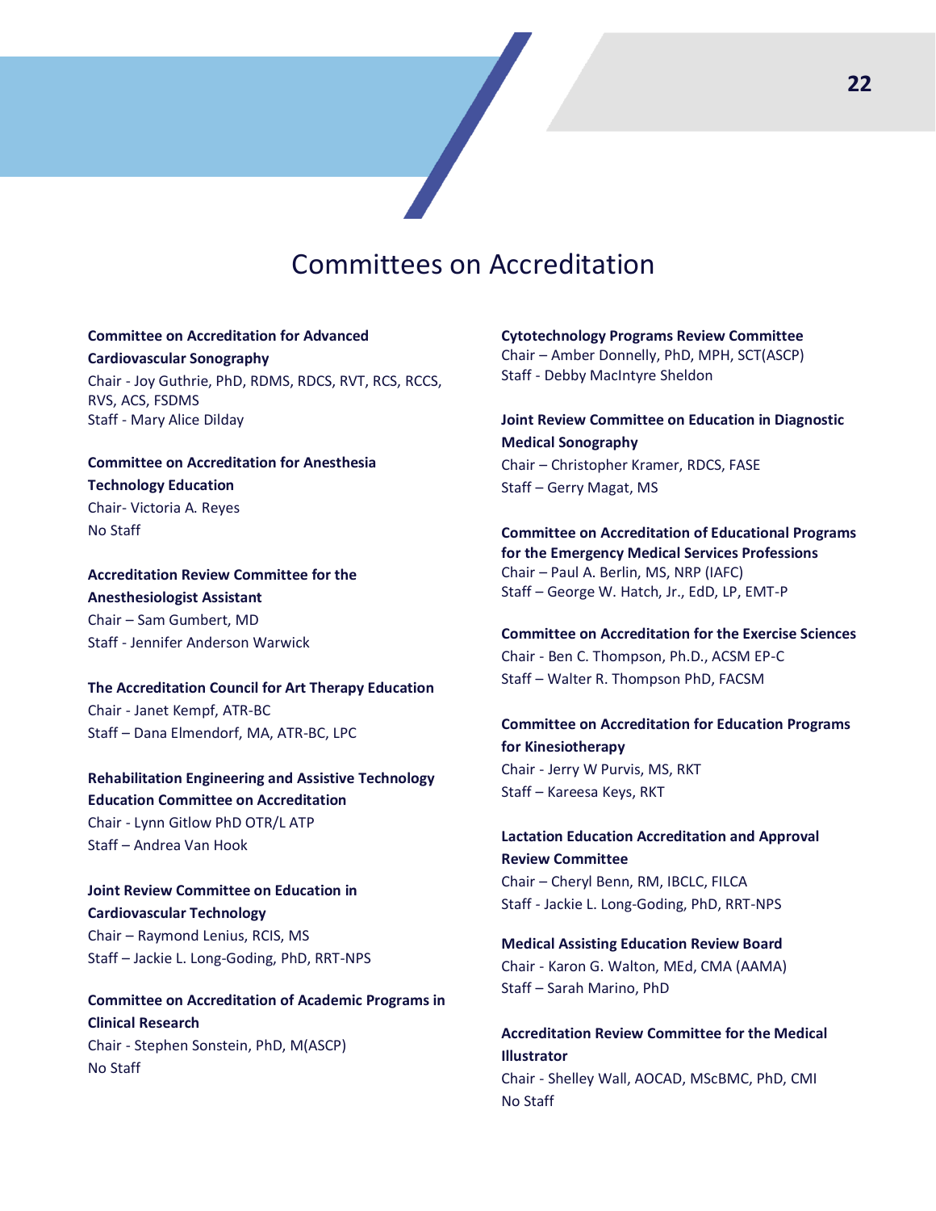# Committees on Accreditation

**Committee on Accreditation for Advanced Cardiovascular Sonography**
Chair - Joy Guthrie, PhD, RDMS, RDCS, RVT, RCS, RCCS, RVS, ACS, FSDMS
Staff - Mary Alice Dilday

**Committee on Accreditation for Anesthesia Technology Education**
Chair- Victoria A. Reyes
No Staff

**Accreditation Review Committee for the Anesthesiologist Assistant**
Chair – Sam Gumbert, MD
Staff - Jennifer Anderson Warwick

**The Accreditation Council for Art Therapy Education**
Chair - Janet Kempf, ATR-BC
Staff – Dana Elmendorf, MA, ATR-BC, LPC

**Rehabilitation Engineering and Assistive Technology Education Committee on Accreditation**
Chair - Lynn Gitlow PhD OTR/L ATP
Staff – Andrea Van Hook

**Joint Review Committee on Education in Cardiovascular Technology**
Chair – Raymond Lenius, RCIS, MS
Staff – Jackie L. Long-Goding, PhD, RRT-NPS

**Committee on Accreditation of Academic Programs in Clinical Research**
Chair - Stephen Sonstein, PhD, M(ASCP)
No Staff

**Cytotechnology Programs Review Committee**
Chair – Amber Donnelly, PhD, MPH, SCT(ASCP)
Staff - Debby MacIntyre Sheldon

**Joint Review Committee on Education in Diagnostic Medical Sonography**
Chair – Christopher Kramer, RDCS, FASE
Staff – Gerry Magat, MS

**Committee on Accreditation of Educational Programs for the Emergency Medical Services Professions**
Chair – Paul A. Berlin, MS, NRP (IAFC)
Staff – George W. Hatch, Jr., EdD, LP, EMT-P

**Committee on Accreditation for the Exercise Sciences**
Chair - Ben C. Thompson, Ph.D., ACSM EP-C
Staff – Walter R. Thompson PhD, FACSM

**Committee on Accreditation for Education Programs for Kinesiotherapy**
Chair - Jerry W Purvis, MS, RKT
Staff – Kareesa Keys, RKT

**Lactation Education Accreditation and Approval Review Committee**
Chair – Cheryl Benn, RM, IBCLC, FILCA
Staff - Jackie L. Long-Goding, PhD, RRT-NPS

**Medical Assisting Education Review Board**
Chair - Karon G. Walton, MEd, CMA (AAMA)
Staff – Sarah Marino, PhD

**Accreditation Review Committee for the Medical Illustrator**
Chair - Shelley Wall, AOCAD, MScBMC, PhD, CMI
No Staff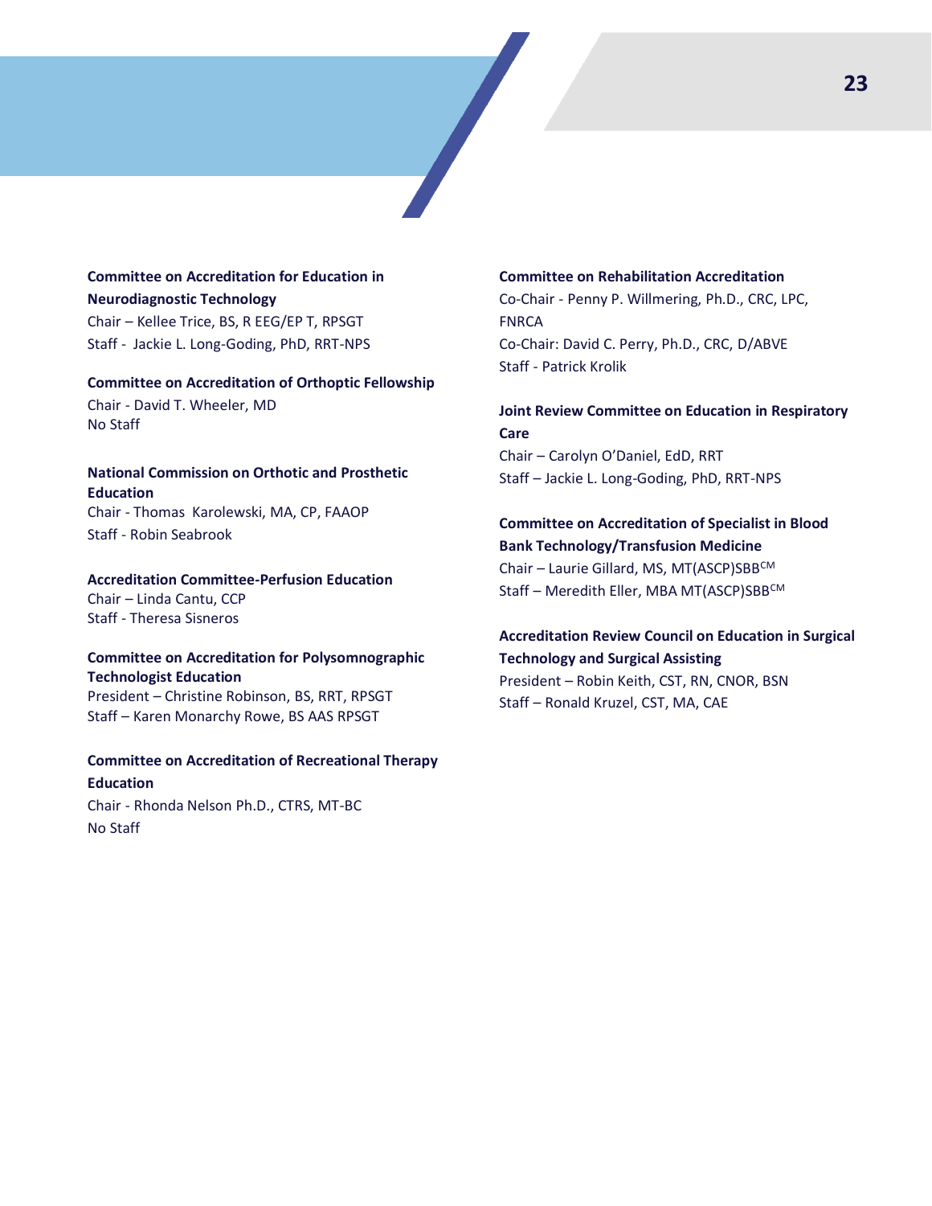**Committee on Accreditation for Education in Neurodiagnostic Technology**
Chair – Kellee Trice, BS, R EEG/EP T, RPSGT
Staff - Jackie L. Long-Goding, PhD, RRT-NPS

**Committee on Accreditation of Orthoptic Fellowship**
Chair - David T. Wheeler, MD
No Staff

**National Commission on Orthotic and Prosthetic Education**
Chair - Thomas Karolewski, MA, CP, FAAOP
Staff - Robin Seabrook

**Accreditation Committee-Perfusion Education**
Chair – Linda Cantu, CCP
Staff - Theresa Sisneros

**Committee on Accreditation for Polysomnographic Technologist Education**
President – Christine Robinson, BS, RRT, RPSGT
Staff – Karen Monarchy Rowe, BS AAS RPSGT

**Committee on Accreditation of Recreational Therapy Education**
Chair - Rhonda Nelson Ph.D., CTRS, MT-BC
No Staff

**Committee on Rehabilitation Accreditation**
Co-Chair - Penny P. Willmering, Ph.D., CRC, LPC, FNRCA
Co-Chair: David C. Perry, Ph.D., CRC, D/ABVE
Staff - Patrick Krolik

**Joint Review Committee on Education in Respiratory Care**
Chair – Carolyn O'Daniel, EdD, RRT
Staff – Jackie L. Long-Goding, PhD, RRT-NPS

**Committee on Accreditation of Specialist in Blood Bank Technology/Transfusion Medicine**
Chair – Laurie Gillard, MS, MT(ASCP)SBB$^{CM}$
Staff – Meredith Eller, MBA MT(ASCP)SBB$^{CM}$

**Accreditation Review Council on Education in Surgical Technology and Surgical Assisting**
President – Robin Keith, CST, RN, CNOR, BSN
Staff – Ronald Kruzel, CST, MA, CAE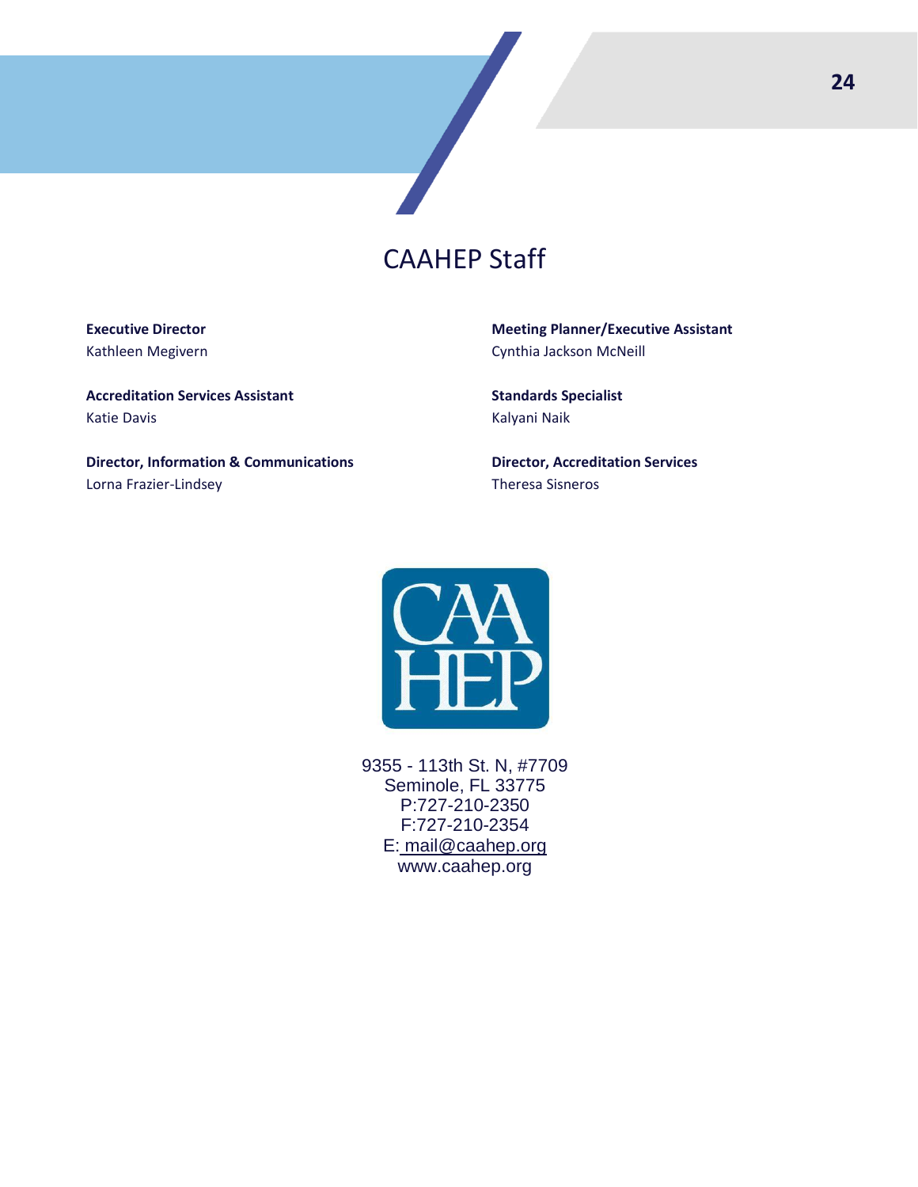# CAAHEP Staff

**Executive Director**
Kathleen Megivern

**Meeting Planner/Executive Assistant**
Cynthia Jackson McNeill

**Accreditation Services Assistant**
Katie Davis

**Standards Specialist**
Kalyani Naik

**Director, Information & Communications**
Lorna Frazier-Lindsey

**Director, Accreditation Services**
Theresa Sisneros

9355 - 113th St. N, #7709
Seminole, FL 33775
P:727-210-2350
F:727-210-2354
E: mail@caahep.org
www.caahep.org